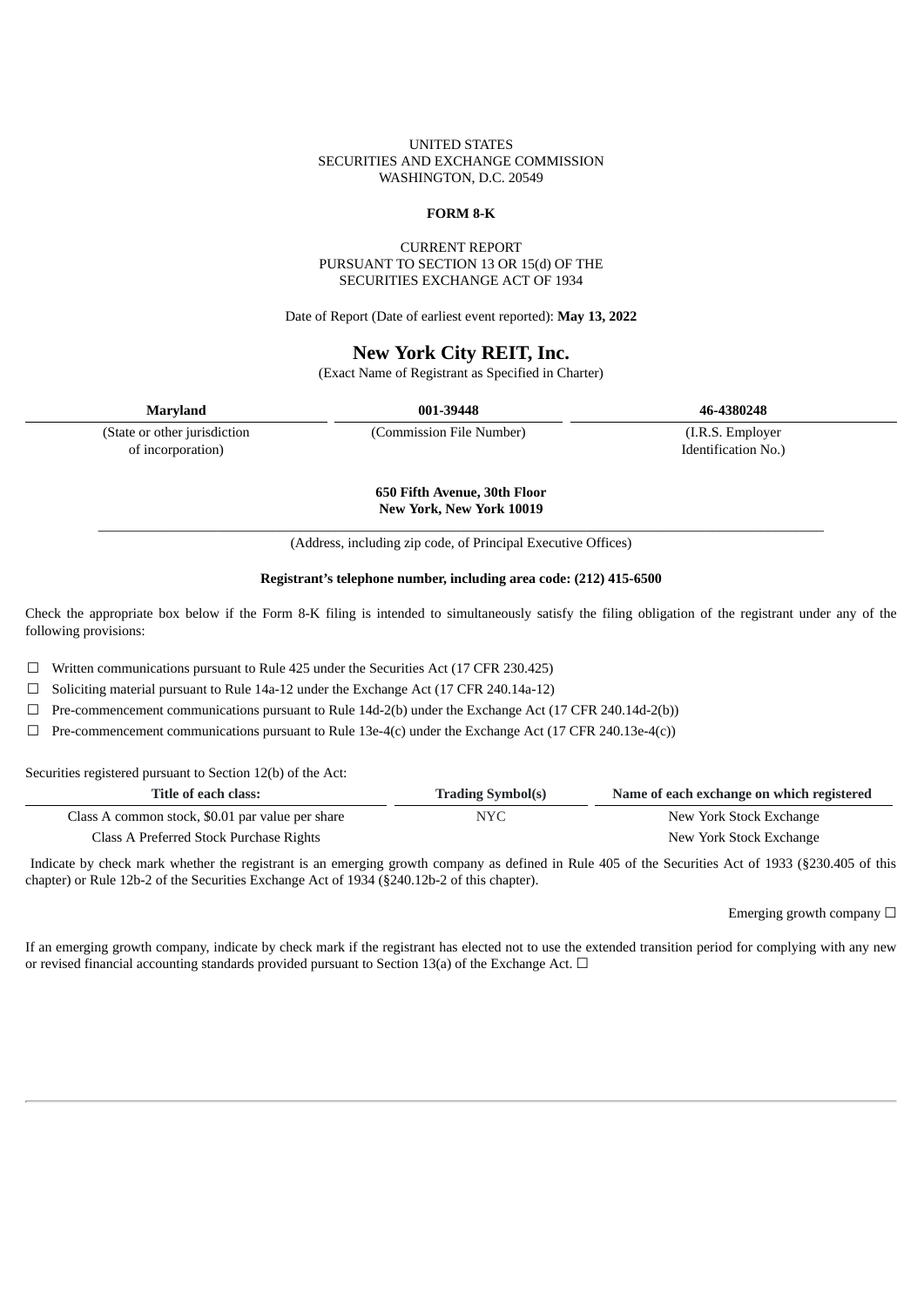UNITED STATES
SECURITIES AND EXCHANGE COMMISSION
WASHINGTON, D.C. 20549

**FORM 8-K**

CURRENT REPORT
PURSUANT TO SECTION 13 OR 15(d) OF THE
SECURITIES EXCHANGE ACT OF 1934

Date of Report (Date of earliest event reported): **May 13, 2022**

# New York City REIT, Inc.

(Exact Name of Registrant as Specified in Charter)

| **Maryland** | **001-39448** | **46-4380248** |
|---|---|---|
| (State or other jurisdiction of incorporation) | (Commission File Number) | (I.R.S. Employer Identification No.) |

**650 Fifth Avenue, 30th Floor**
**New York, New York 10019**

(Address, including zip code, of Principal Executive Offices)

**Registrant's telephone number, including area code: (212) 415-6500**

Check the appropriate box below if the Form 8-K filing is intended to simultaneously satisfy the filing obligation of the registrant under any of the following provisions:

☐ Written communications pursuant to Rule 425 under the Securities Act (17 CFR 230.425)

☐ Soliciting material pursuant to Rule 14a-12 under the Exchange Act (17 CFR 240.14a-12)

☐ Pre-commencement communications pursuant to Rule 14d-2(b) under the Exchange Act (17 CFR 240.14d-2(b))

☐ Pre-commencement communications pursuant to Rule 13e-4(c) under the Exchange Act (17 CFR 240.13e-4(c))

Securities registered pursuant to Section 12(b) of the Act:

| Title of each class: | Trading Symbol(s) | Name of each exchange on which registered |
|---|---|---|
| Class A common stock, $0.01 par value per share | NYC | New York Stock Exchange |
| Class A Preferred Stock Purchase Rights | | New York Stock Exchange |

Indicate by check mark whether the registrant is an emerging growth company as defined in Rule 405 of the Securities Act of 1933 (§230.405 of this chapter) or Rule 12b-2 of the Securities Exchange Act of 1934 (§240.12b-2 of this chapter).

Emerging growth company ☐

If an emerging growth company, indicate by check mark if the registrant has elected not to use the extended transition period for complying with any new or revised financial accounting standards provided pursuant to Section 13(a) of the Exchange Act. ☐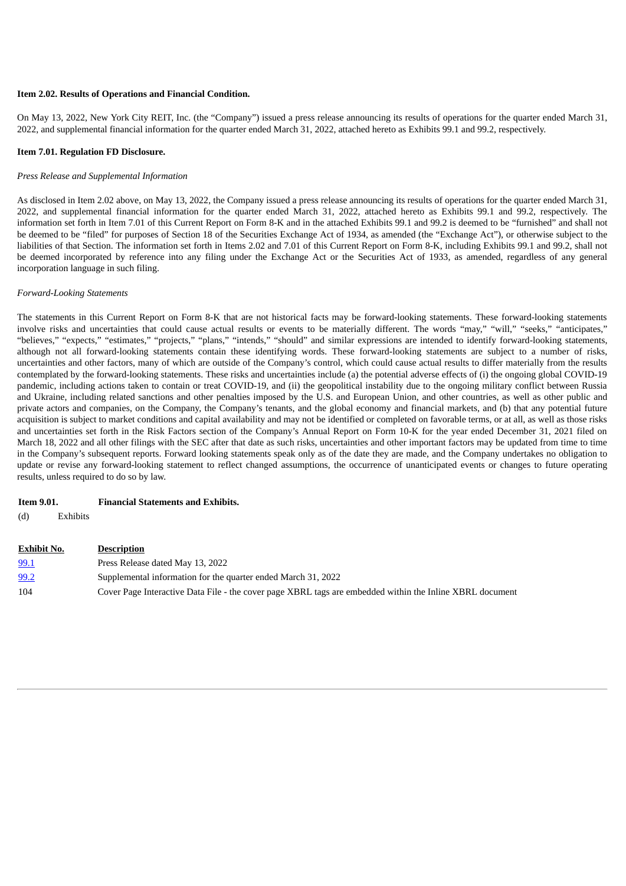**Item 2.02. Results of Operations and Financial Condition.**

On May 13, 2022, New York City REIT, Inc. (the "Company") issued a press release announcing its results of operations for the quarter ended March 31, 2022, and supplemental financial information for the quarter ended March 31, 2022, attached hereto as Exhibits 99.1 and 99.2, respectively.

**Item 7.01. Regulation FD Disclosure.**

*Press Release and Supplemental Information*

As disclosed in Item 2.02 above, on May 13, 2022, the Company issued a press release announcing its results of operations for the quarter ended March 31, 2022, and supplemental financial information for the quarter ended March 31, 2022, attached hereto as Exhibits 99.1 and 99.2, respectively. The information set forth in Item 7.01 of this Current Report on Form 8-K and in the attached Exhibits 99.1 and 99.2 is deemed to be "furnished" and shall not be deemed to be "filed" for purposes of Section 18 of the Securities Exchange Act of 1934, as amended (the "Exchange Act"), or otherwise subject to the liabilities of that Section. The information set forth in Items 2.02 and 7.01 of this Current Report on Form 8-K, including Exhibits 99.1 and 99.2, shall not be deemed incorporated by reference into any filing under the Exchange Act or the Securities Act of 1933, as amended, regardless of any general incorporation language in such filing.

*Forward-Looking Statements*

The statements in this Current Report on Form 8-K that are not historical facts may be forward-looking statements. These forward-looking statements involve risks and uncertainties that could cause actual results or events to be materially different. The words "may," "will," "seeks," "anticipates," "believes," "expects," "estimates," "projects," "plans," "intends," "should" and similar expressions are intended to identify forward-looking statements, although not all forward-looking statements contain these identifying words. These forward-looking statements are subject to a number of risks, uncertainties and other factors, many of which are outside of the Company's control, which could cause actual results to differ materially from the results contemplated by the forward-looking statements. These risks and uncertainties include (a) the potential adverse effects of (i) the ongoing global COVID-19 pandemic, including actions taken to contain or treat COVID-19, and (ii) the geopolitical instability due to the ongoing military conflict between Russia and Ukraine, including related sanctions and other penalties imposed by the U.S. and European Union, and other countries, as well as other public and private actors and companies, on the Company, the Company's tenants, and the global economy and financial markets, and (b) that any potential future acquisition is subject to market conditions and capital availability and may not be identified or completed on favorable terms, or at all, as well as those risks and uncertainties set forth in the Risk Factors section of the Company's Annual Report on Form 10-K for the year ended December 31, 2021 filed on March 18, 2022 and all other filings with the SEC after that date as such risks, uncertainties and other important factors may be updated from time to time in the Company's subsequent reports. Forward looking statements speak only as of the date they are made, and the Company undertakes no obligation to update or revise any forward-looking statement to reflect changed assumptions, the occurrence of unanticipated events or changes to future operating results, unless required to do so by law.

**Item 9.01. Financial Statements and Exhibits.**

(d) Exhibits

| Exhibit No. | Description |
|---|---|
| 99.1 | Press Release dated May 13, 2022 |
| 99.2 | Supplemental information for the quarter ended March 31, 2022 |
| 104 | Cover Page Interactive Data File - the cover page XBRL tags are embedded within the Inline XBRL document |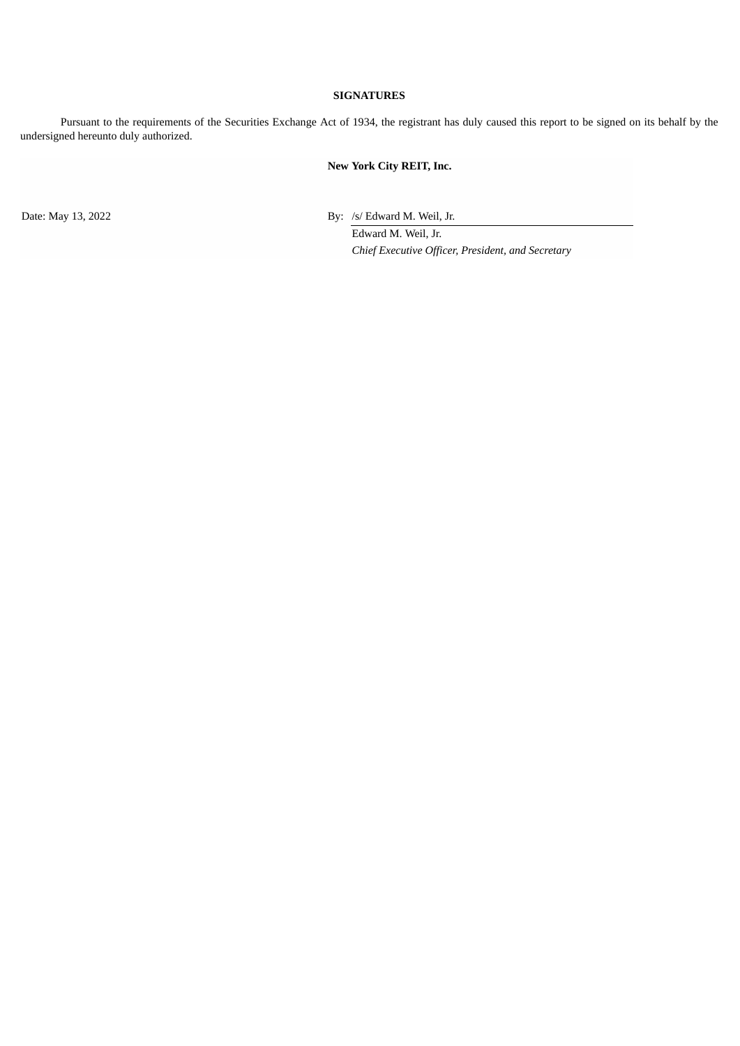## SIGNATURES

Pursuant to the requirements of the Securities Exchange Act of 1934, the registrant has duly caused this report to be signed on its behalf by the undersigned hereunto duly authorized.

| | **New York City REIT, Inc.** |
|---|---|
| Date: May 13, 2022 | By: /s/ Edward M. Weil, Jr. |
| | Edward M. Weil, Jr. |
| | *Chief Executive Officer, President, and Secretary* |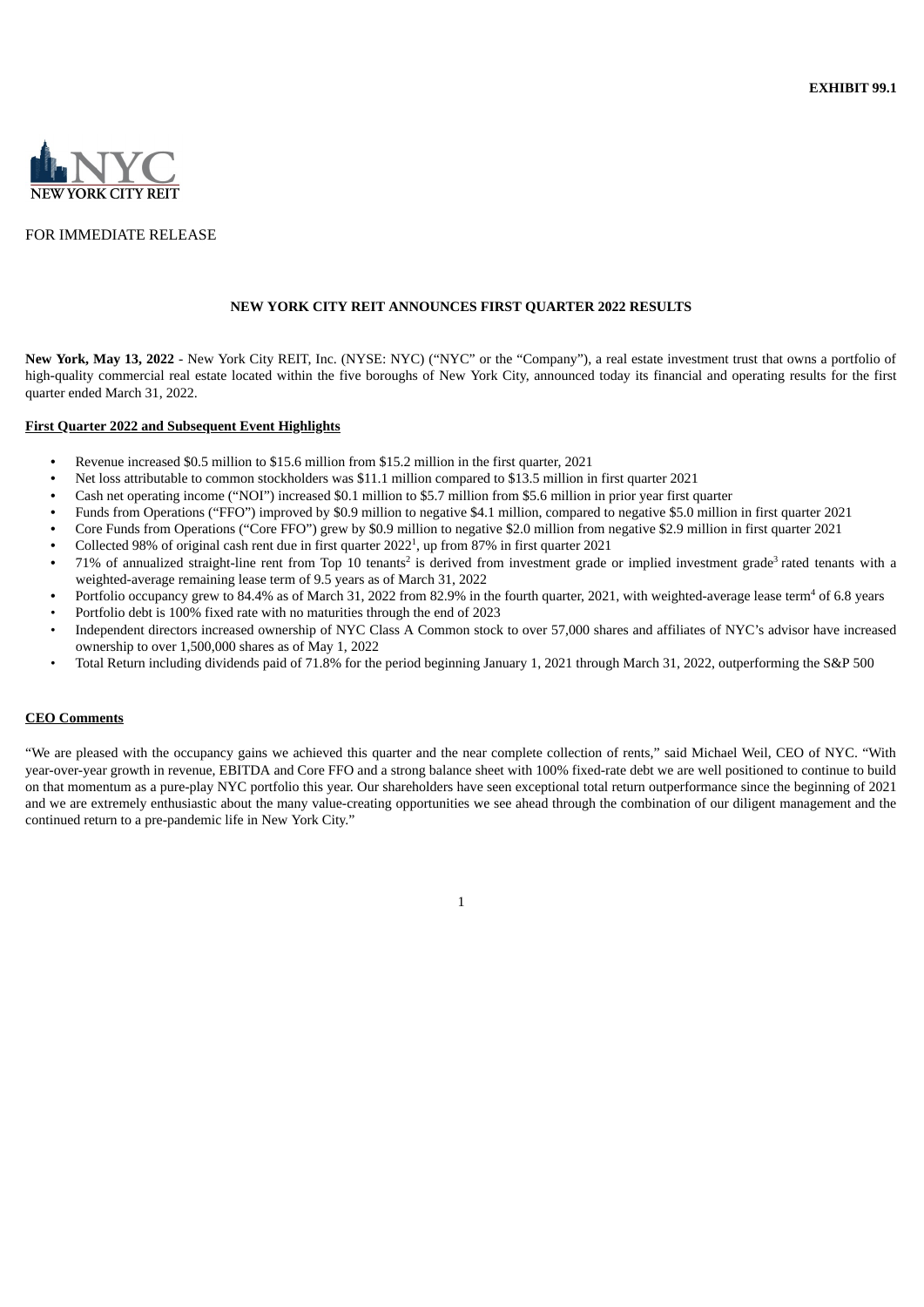EXHIBIT 99.1

NEW YORK CITY REIT

FOR IMMEDIATE RELEASE

**NEW YORK CITY REIT ANNOUNCES FIRST QUARTER 2022 RESULTS**

**New York, May 13, 2022** - New York City REIT, Inc. (NYSE: NYC) ("NYC" or the "Company"), a real estate investment trust that owns a portfolio of high-quality commercial real estate located within the five boroughs of New York City, announced today its financial and operating results for the first quarter ended March 31, 2022.

**First Quarter 2022 and Subsequent Event Highlights**

- Revenue increased $0.5 million to $15.6 million from $15.2 million in the first quarter, 2021
- Net loss attributable to common stockholders was $11.1 million compared to $13.5 million in first quarter 2021
- Cash net operating income ("NOI") increased $0.1 million to $5.7 million from $5.6 million in prior year first quarter
- Funds from Operations ("FFO") improved by $0.9 million to negative $4.1 million, compared to negative $5.0 million in first quarter 2021
- Core Funds from Operations ("Core FFO") grew by $0.9 million to negative $2.0 million from negative $2.9 million in first quarter 2021
- Collected 98% of original cash rent due in first quarter 2022[1], up from 87% in first quarter 2021
- 71% of annualized straight-line rent from Top 10 tenants[2] is derived from investment grade or implied investment grade[3] rated tenants with a weighted-average remaining lease term of 9.5 years as of March 31, 2022
- Portfolio occupancy grew to 84.4% as of March 31, 2022 from 82.9% in the fourth quarter, 2021, with weighted-average lease term[4] of 6.8 years
- Portfolio debt is 100% fixed rate with no maturities through the end of 2023
- Independent directors increased ownership of NYC Class A Common stock to over 57,000 shares and affiliates of NYC's advisor have increased ownership to over 1,500,000 shares as of May 1, 2022
- Total Return including dividends paid of 71.8% for the period beginning January 1, 2021 through March 31, 2022, outperforming the S&P 500

**CEO Comments**

"We are pleased with the occupancy gains we achieved this quarter and the near complete collection of rents," said Michael Weil, CEO of NYC. "With year-over-year growth in revenue, EBITDA and Core FFO and a strong balance sheet with 100% fixed-rate debt we are well positioned to continue to build on that momentum as a pure-play NYC portfolio this year. Our shareholders have seen exceptional total return outperformance since the beginning of 2021 and we are extremely enthusiastic about the many value-creating opportunities we see ahead through the combination of our diligent management and the continued return to a pre-pandemic life in New York City."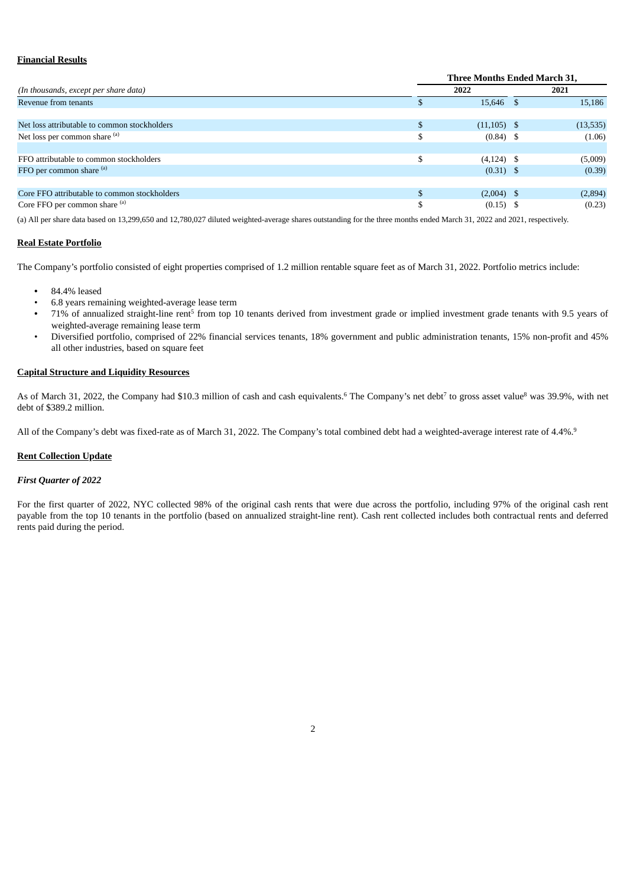## Financial Results

| (In thousands, except per share data) | Three Months Ended March 31, | |
|---|---|---|
| | 2022 | 2021 |
| Revenue from tenants | $ 15,646 | $ 15,186 |
| | | |
| Net loss attributable to common stockholders | $ (11,105) | $ (13,535) |
| Net loss per common share [(a)] | $ (0.84) | $ (1.06) |
| | | |
| FFO attributable to common stockholders | $ (4,124) | $ (5,009) |
| FFO per common share [(a)] | (0.31) | $ (0.39) |
| | | |
| Core FFO attributable to common stockholders | $ (2,004) | $ (2,894) |
| Core FFO per common share [(a)] | $ (0.15) | $ (0.23) |

(a) All per share data based on 13,299,650 and 12,780,027 diluted weighted-average shares outstanding for the three months ended March 31, 2022 and 2021, respectively.

## Real Estate Portfolio

The Company's portfolio consisted of eight properties comprised of 1.2 million rentable square feet as of March 31, 2022. Portfolio metrics include:

- 84.4% leased
- 6.8 years remaining weighted-average lease term
- 71% of annualized straight-line rent[5] from top 10 tenants derived from investment grade or implied investment grade tenants with 9.5 years of weighted-average remaining lease term
- Diversified portfolio, comprised of 22% financial services tenants, 18% government and public administration tenants, 15% non-profit and 45% all other industries, based on square feet

## Capital Structure and Liquidity Resources

As of March 31, 2022, the Company had $10.3 million of cash and cash equivalents.[6] The Company's net debt[7] to gross asset value[8] was 39.9%, with net debt of $389.2 million.

All of the Company's debt was fixed-rate as of March 31, 2022. The Company's total combined debt had a weighted-average interest rate of 4.4%.[9]

## Rent Collection Update

### *First Quarter of 2022*

For the first quarter of 2022, NYC collected 98% of the original cash rents that were due across the portfolio, including 97% of the original cash rent payable from the top 10 tenants in the portfolio (based on annualized straight-line rent). Cash rent collected includes both contractual rents and deferred rents paid during the period.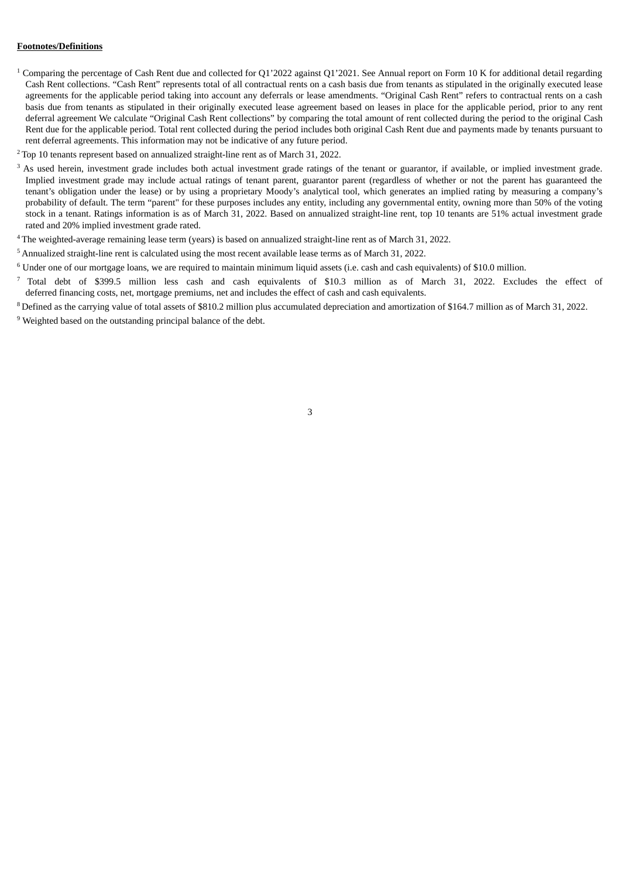**Footnotes/Definitions**

[1] Comparing the percentage of Cash Rent due and collected for Q1'2022 against Q1'2021. See Annual report on Form 10 K for additional detail regarding Cash Rent collections. "Cash Rent" represents total of all contractual rents on a cash basis due from tenants as stipulated in the originally executed lease agreements for the applicable period taking into account any deferrals or lease amendments. "Original Cash Rent" refers to contractual rents on a cash basis due from tenants as stipulated in their originally executed lease agreement based on leases in place for the applicable period, prior to any rent deferral agreement We calculate "Original Cash Rent collections" by comparing the total amount of rent collected during the period to the original Cash Rent due for the applicable period. Total rent collected during the period includes both original Cash Rent due and payments made by tenants pursuant to rent deferral agreements. This information may not be indicative of any future period.

[2] Top 10 tenants represent based on annualized straight-line rent as of March 31, 2022.

[3] As used herein, investment grade includes both actual investment grade ratings of the tenant or guarantor, if available, or implied investment grade. Implied investment grade may include actual ratings of tenant parent, guarantor parent (regardless of whether or not the parent has guaranteed the tenant's obligation under the lease) or by using a proprietary Moody's analytical tool, which generates an implied rating by measuring a company's probability of default. The term "parent" for these purposes includes any entity, including any governmental entity, owning more than 50% of the voting stock in a tenant. Ratings information is as of March 31, 2022. Based on annualized straight-line rent, top 10 tenants are 51% actual investment grade rated and 20% implied investment grade rated.

[4] The weighted-average remaining lease term (years) is based on annualized straight-line rent as of March 31, 2022.

[5] Annualized straight-line rent is calculated using the most recent available lease terms as of March 31, 2022.

[6] Under one of our mortgage loans, we are required to maintain minimum liquid assets (i.e. cash and cash equivalents) of $10.0 million.

[7] Total debt of $399.5 million less cash and cash equivalents of $10.3 million as of March 31, 2022. Excludes the effect of deferred financing costs, net, mortgage premiums, net and includes the effect of cash and cash equivalents.

[8] Defined as the carrying value of total assets of $810.2 million plus accumulated depreciation and amortization of $164.7 million as of March 31, 2022.

[9] Weighted based on the outstanding principal balance of the debt.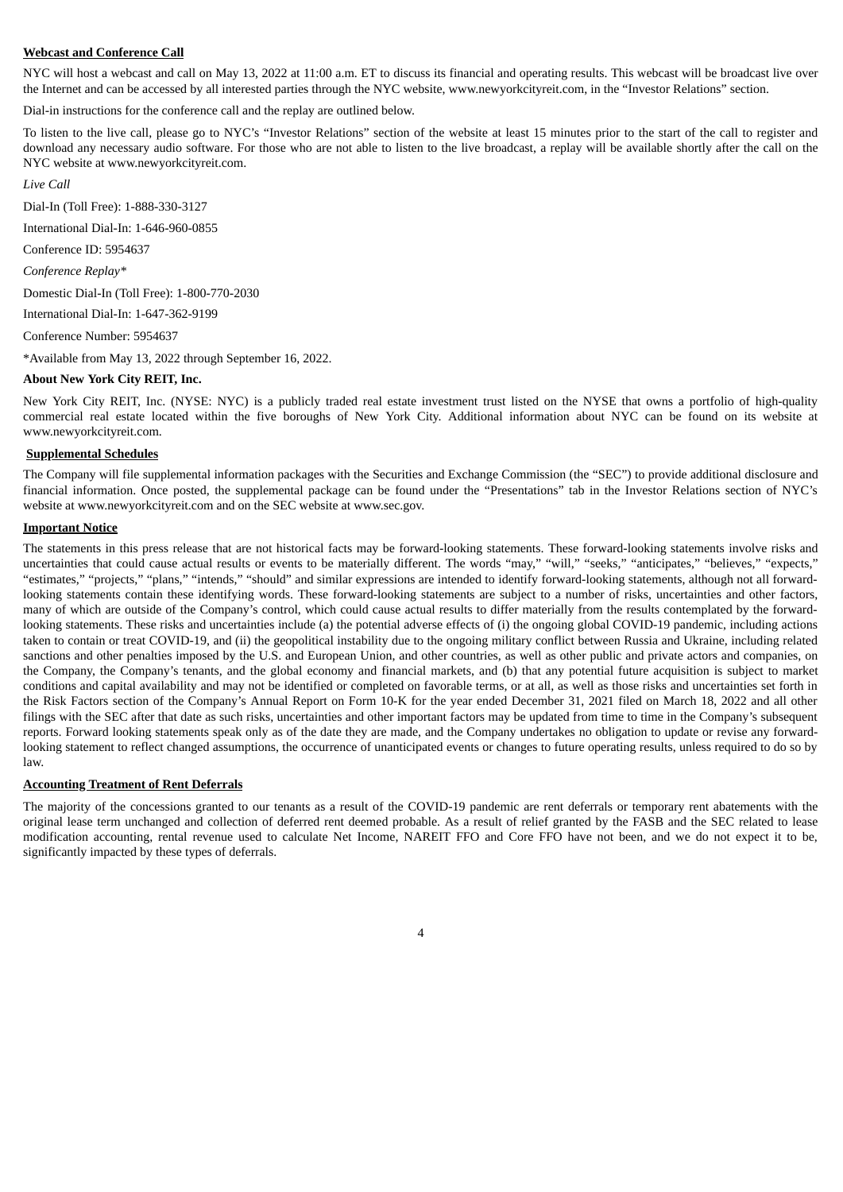**Webcast and Conference Call**

NYC will host a webcast and call on May 13, 2022 at 11:00 a.m. ET to discuss its financial and operating results. This webcast will be broadcast live over the Internet and can be accessed by all interested parties through the NYC website, www.newyorkcityreit.com, in the "Investor Relations" section.

Dial-in instructions for the conference call and the replay are outlined below.

To listen to the live call, please go to NYC's "Investor Relations" section of the website at least 15 minutes prior to the start of the call to register and download any necessary audio software. For those who are not able to listen to the live broadcast, a replay will be available shortly after the call on the NYC website at www.newyorkcityreit.com.

*Live Call*

Dial-In (Toll Free): 1-888-330-3127

International Dial-In: 1-646-960-0855

Conference ID: 5954637

*Conference Replay**

Domestic Dial-In (Toll Free): 1-800-770-2030

International Dial-In: 1-647-362-9199

Conference Number: 5954637

*Available from May 13, 2022 through September 16, 2022.

**About New York City REIT, Inc.**

New York City REIT, Inc. (NYSE: NYC) is a publicly traded real estate investment trust listed on the NYSE that owns a portfolio of high-quality commercial real estate located within the five boroughs of New York City. Additional information about NYC can be found on its website at www.newyorkcityreit.com.

**Supplemental Schedules**

The Company will file supplemental information packages with the Securities and Exchange Commission (the "SEC") to provide additional disclosure and financial information. Once posted, the supplemental package can be found under the "Presentations" tab in the Investor Relations section of NYC's website at www.newyorkcityreit.com and on the SEC website at www.sec.gov.

**Important Notice**

The statements in this press release that are not historical facts may be forward-looking statements. These forward-looking statements involve risks and uncertainties that could cause actual results or events to be materially different. The words "may," "will," "seeks," "anticipates," "believes," "expects," "estimates," "projects," "plans," "intends," "should" and similar expressions are intended to identify forward-looking statements, although not all forward-looking statements contain these identifying words. These forward-looking statements are subject to a number of risks, uncertainties and other factors, many of which are outside of the Company's control, which could cause actual results to differ materially from the results contemplated by the forward-looking statements. These risks and uncertainties include (a) the potential adverse effects of (i) the ongoing global COVID-19 pandemic, including actions taken to contain or treat COVID-19, and (ii) the geopolitical instability due to the ongoing military conflict between Russia and Ukraine, including related sanctions and other penalties imposed by the U.S. and European Union, and other countries, as well as other public and private actors and companies, on the Company, the Company's tenants, and the global economy and financial markets, and (b) that any potential future acquisition is subject to market conditions and capital availability and may not be identified or completed on favorable terms, or at all, as well as those risks and uncertainties set forth in the Risk Factors section of the Company's Annual Report on Form 10-K for the year ended December 31, 2021 filed on March 18, 2022 and all other filings with the SEC after that date as such risks, uncertainties and other important factors may be updated from time to time in the Company's subsequent reports. Forward looking statements speak only as of the date they are made, and the Company undertakes no obligation to update or revise any forward-looking statement to reflect changed assumptions, the occurrence of unanticipated events or changes to future operating results, unless required to do so by law.

**Accounting Treatment of Rent Deferrals**

The majority of the concessions granted to our tenants as a result of the COVID-19 pandemic are rent deferrals or temporary rent abatements with the original lease term unchanged and collection of deferred rent deemed probable. As a result of relief granted by the FASB and the SEC related to lease modification accounting, rental revenue used to calculate Net Income, NAREIT FFO and Core FFO have not been, and we do not expect it to be, significantly impacted by these types of deferrals.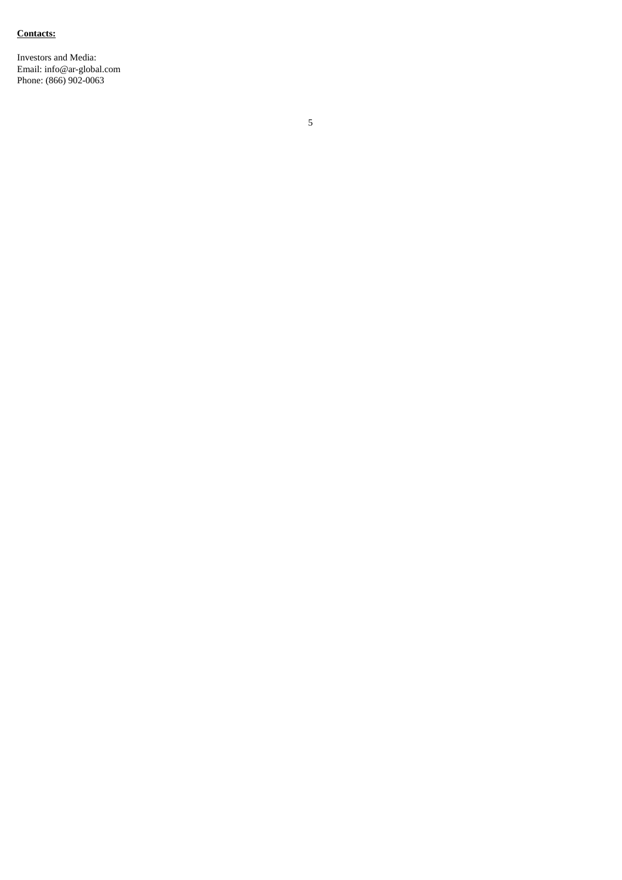**Contacts:**

Investors and Media:
Email: info@ar-global.com
Phone: (866) 902-0063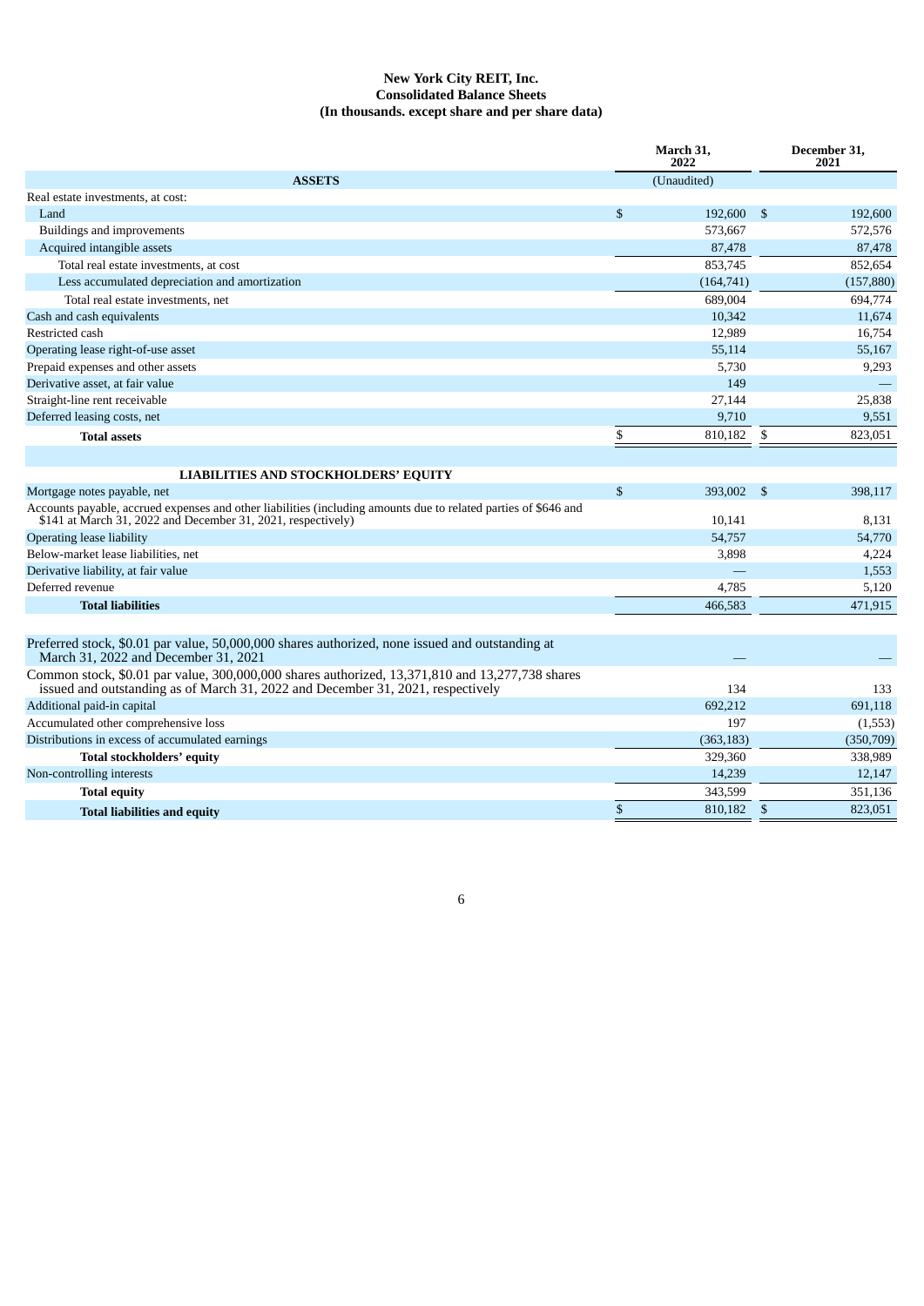# New York City REIT, Inc.
## Consolidated Balance Sheets
### (In thousands. except share and per share data)

| | March 31, 2022 | December 31, 2021 |
|---|---|---|
| **ASSETS** | (Unaudited) | |
| Real estate investments, at cost: | | |
| Land | $ 192,600 | $ 192,600 |
| Buildings and improvements | 573,667 | 572,576 |
| Acquired intangible assets | 87,478 | 87,478 |
| Total real estate investments, at cost | 853,745 | 852,654 |
| Less accumulated depreciation and amortization | (164,741) | (157,880) |
| Total real estate investments, net | 689,004 | 694,774 |
| Cash and cash equivalents | 10,342 | 11,674 |
| Restricted cash | 12,989 | 16,754 |
| Operating lease right-of-use asset | 55,114 | 55,167 |
| Prepaid expenses and other assets | 5,730 | 9,293 |
| Derivative asset, at fair value | 149 | — |
| Straight-line rent receivable | 27,144 | 25,838 |
| Deferred leasing costs, net | 9,710 | 9,551 |
| **Total assets** | $ 810,182 | $ 823,051 |
| | | |
| **LIABILITIES AND STOCKHOLDERS' EQUITY** | | |
| Mortgage notes payable, net | $ 393,002 | $ 398,117 |
| Accounts payable, accrued expenses and other liabilities (including amounts due to related parties of $646 and $141 at March 31, 2022 and December 31, 2021, respectively) | 10,141 | 8,131 |
| Operating lease liability | 54,757 | 54,770 |
| Below-market lease liabilities, net | 3,898 | 4,224 |
| Derivative liability, at fair value | — | 1,553 |
| Deferred revenue | 4,785 | 5,120 |
| **Total liabilities** | 466,583 | 471,915 |
| | | |
| Preferred stock, $0.01 par value, 50,000,000 shares authorized, none issued and outstanding at March 31, 2022 and December 31, 2021 | — | — |
| Common stock, $0.01 par value, 300,000,000 shares authorized, 13,371,810 and 13,277,738 shares issued and outstanding as of March 31, 2022 and December 31, 2021, respectively | 134 | 133 |
| Additional paid-in capital | 692,212 | 691,118 |
| Accumulated other comprehensive loss | 197 | (1,553) |
| Distributions in excess of accumulated earnings | (363,183) | (350,709) |
| **Total stockholders' equity** | 329,360 | 338,989 |
| Non-controlling interests | 14,239 | 12,147 |
| **Total equity** | 343,599 | 351,136 |
| **Total liabilities and equity** | $ 810,182 | $ 823,051 |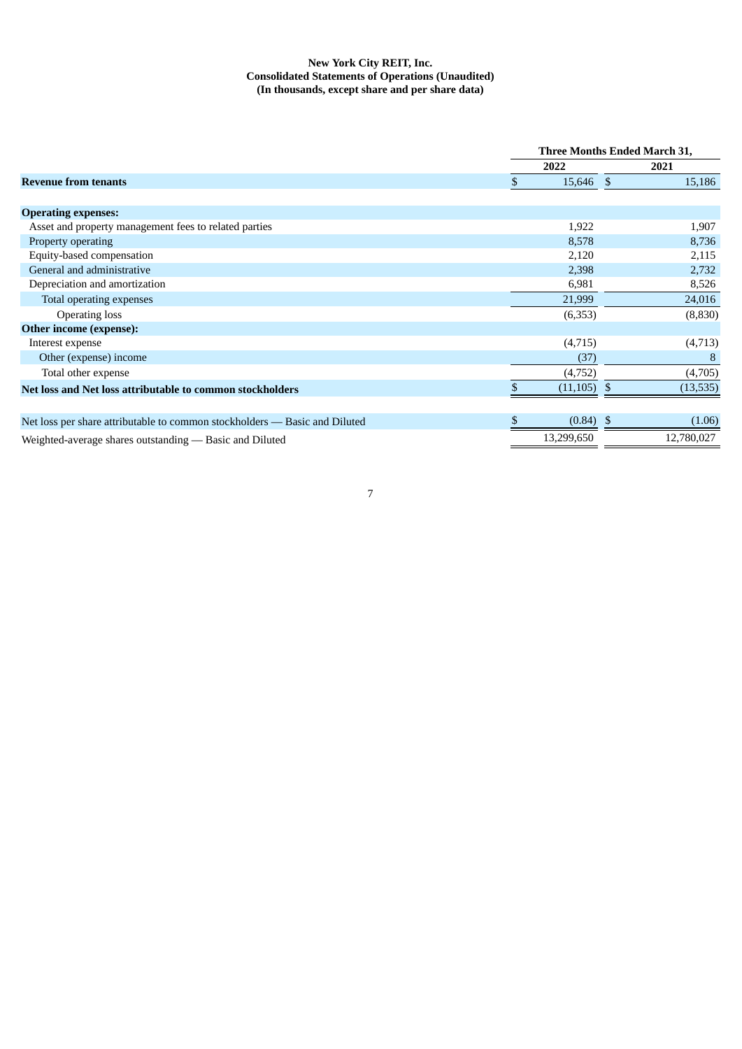**New York City REIT, Inc.**
**Consolidated Statements of Operations (Unaudited)**
**(In thousands, except share and per share data)**

| | Three Months Ended March 31, | |
|---|---|---|
| | 2022 | 2021 |
| **Revenue from tenants** | $ 15,646 | $ 15,186 |
| **Operating expenses:** | | |
| Asset and property management fees to related parties | 1,922 | 1,907 |
| Property operating | 8,578 | 8,736 |
| Equity-based compensation | 2,120 | 2,115 |
| General and administrative | 2,398 | 2,732 |
| Depreciation and amortization | 6,981 | 8,526 |
| Total operating expenses | 21,999 | 24,016 |
| Operating loss | (6,353) | (8,830) |
| **Other income (expense):** | | |
| Interest expense | (4,715) | (4,713) |
| Other (expense) income | (37) | 8 |
| Total other expense | (4,752) | (4,705) |
| **Net loss and Net loss attributable to common stockholders** | $ (11,105) | $ (13,535) |
| | | |
| Net loss per share attributable to common stockholders — Basic and Diluted | $ (0.84) | $ (1.06) |
| Weighted-average shares outstanding — Basic and Diluted | 13,299,650 | 12,780,027 |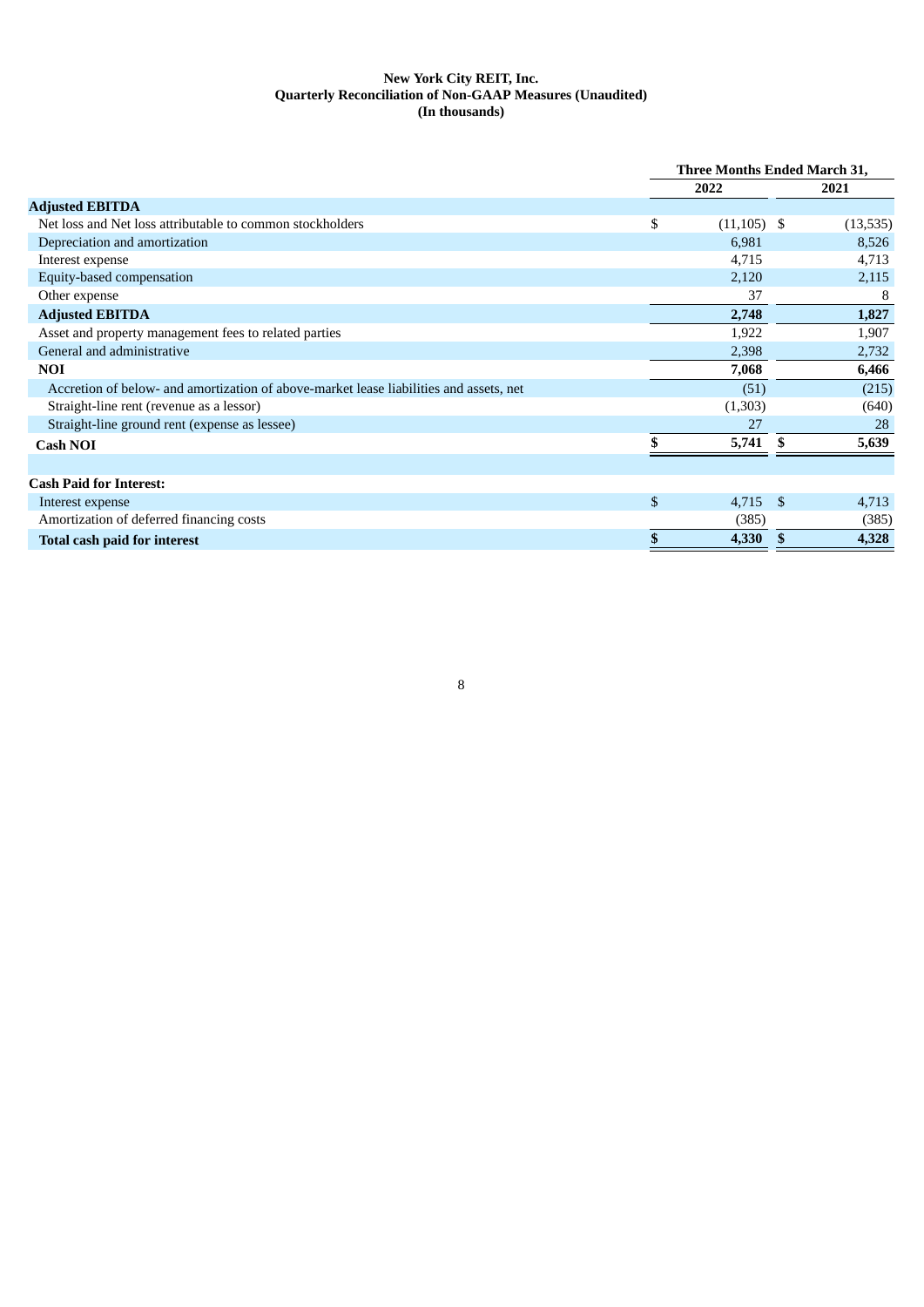**New York City REIT, Inc.**
**Quarterly Reconciliation of Non-GAAP Measures (Unaudited)**
**(In thousands)**

| | Three Months Ended March 31, | |
|---|---|---|
| | 2022 | 2021 |
| **Adjusted EBITDA** | | |
| Net loss and Net loss attributable to common stockholders | $ (11,105) | $ (13,535) |
| Depreciation and amortization | 6,981 | 8,526 |
| Interest expense | 4,715 | 4,713 |
| Equity-based compensation | 2,120 | 2,115 |
| Other expense | 37 | 8 |
| **Adjusted EBITDA** | **2,748** | **1,827** |
| Asset and property management fees to related parties | 1,922 | 1,907 |
| General and administrative | 2,398 | 2,732 |
| **NOI** | **7,068** | **6,466** |
| Accretion of below- and amortization of above-market lease liabilities and assets, net | (51) | (215) |
| Straight-line rent (revenue as a lessor) | (1,303) | (640) |
| Straight-line ground rent (expense as lessee) | 27 | 28 |
| **Cash NOI** | **$ 5,741** | **$ 5,639** |
| | | |
| **Cash Paid for Interest:** | | |
| Interest expense | $ 4,715 | $ 4,713 |
| Amortization of deferred financing costs | (385) | (385) |
| **Total cash paid for interest** | **$ 4,330** | **$ 4,328** |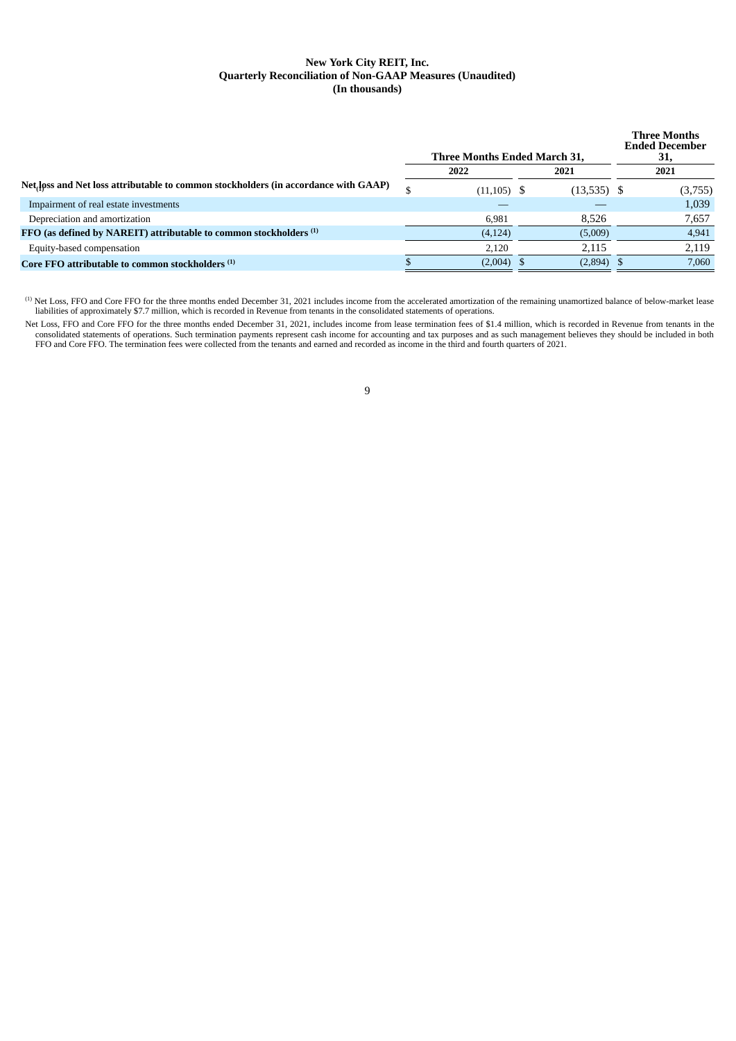**New York City REIT, Inc.**
**Quarterly Reconciliation of Non-GAAP Measures (Unaudited)**
**(In thousands)**

| | Three Months Ended March 31, | | Three Months Ended December 31, |
|---|---|---|---|
| | 2022 | 2021 | 2021 |
| **Net loss and Net loss attributable to common stockholders (in accordance with GAAP)** [(1)] | $ (11,105) | $ (13,535) | $ (3,755) |
| Impairment of real estate investments | — | — | 1,039 |
| Depreciation and amortization | 6,981 | 8,526 | 7,657 |
| **FFO (as defined by NAREIT) attributable to common stockholders** [(1)] | (4,124) | (5,009) | 4,941 |
| Equity-based compensation | 2,120 | 2,115 | 2,119 |
| **Core FFO attributable to common stockholders** [(1)] | $ (2,004) | $ (2,894) | $ 7,060 |

[(1)] Net Loss, FFO and Core FFO for the three months ended December 31, 2021 includes income from the accelerated amortization of the remaining unamortized balance of below-market lease liabilities of approximately $7.7 million, which is recorded in Revenue from tenants in the consolidated statements of operations.

Net Loss, FFO and Core FFO for the three months ended December 31, 2021, includes income from lease termination fees of $1.4 million, which is recorded in Revenue from tenants in the consolidated statements of operations. Such termination payments represent cash income for accounting and tax purposes and as such management believes they should be included in both FFO and Core FFO. The termination fees were collected from the tenants and earned and recorded as income in the third and fourth quarters of 2021.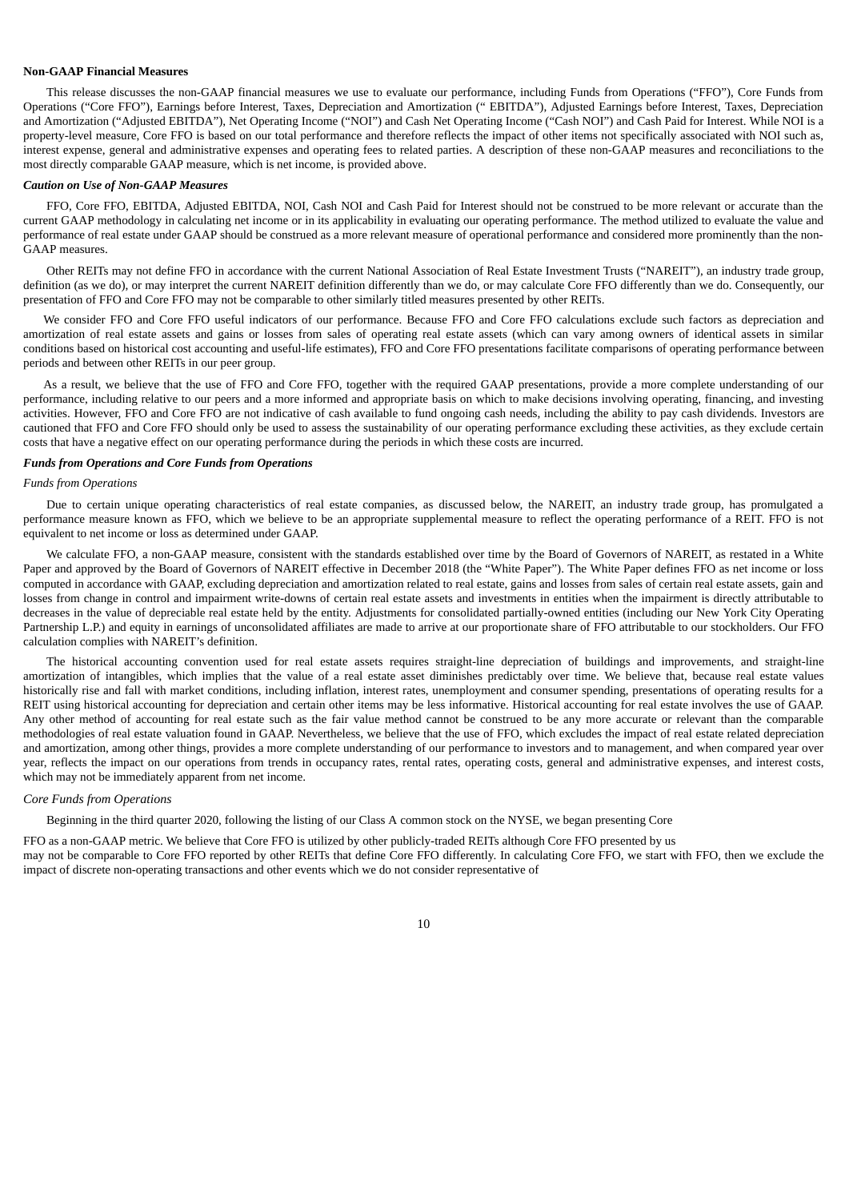**Non-GAAP Financial Measures**

This release discusses the non-GAAP financial measures we use to evaluate our performance, including Funds from Operations ("FFO"), Core Funds from Operations ("Core FFO"), Earnings before Interest, Taxes, Depreciation and Amortization (" EBITDA"), Adjusted Earnings before Interest, Taxes, Depreciation and Amortization ("Adjusted EBITDA"), Net Operating Income ("NOI") and Cash Net Operating Income ("Cash NOI") and Cash Paid for Interest. While NOI is a property-level measure, Core FFO is based on our total performance and therefore reflects the impact of other items not specifically associated with NOI such as, interest expense, general and administrative expenses and operating fees to related parties. A description of these non-GAAP measures and reconciliations to the most directly comparable GAAP measure, which is net income, is provided above.

***Caution on Use of Non-GAAP Measures***

FFO, Core FFO, EBITDA, Adjusted EBITDA, NOI, Cash NOI and Cash Paid for Interest should not be construed to be more relevant or accurate than the current GAAP methodology in calculating net income or in its applicability in evaluating our operating performance. The method utilized to evaluate the value and performance of real estate under GAAP should be construed as a more relevant measure of operational performance and considered more prominently than the non-GAAP measures.

Other REITs may not define FFO in accordance with the current National Association of Real Estate Investment Trusts ("NAREIT"), an industry trade group, definition (as we do), or may interpret the current NAREIT definition differently than we do, or may calculate Core FFO differently than we do. Consequently, our presentation of FFO and Core FFO may not be comparable to other similarly titled measures presented by other REITs.

We consider FFO and Core FFO useful indicators of our performance. Because FFO and Core FFO calculations exclude such factors as depreciation and amortization of real estate assets and gains or losses from sales of operating real estate assets (which can vary among owners of identical assets in similar conditions based on historical cost accounting and useful-life estimates), FFO and Core FFO presentations facilitate comparisons of operating performance between periods and between other REITs in our peer group.

As a result, we believe that the use of FFO and Core FFO, together with the required GAAP presentations, provide a more complete understanding of our performance, including relative to our peers and a more informed and appropriate basis on which to make decisions involving operating, financing, and investing activities. However, FFO and Core FFO are not indicative of cash available to fund ongoing cash needs, including the ability to pay cash dividends. Investors are cautioned that FFO and Core FFO should only be used to assess the sustainability of our operating performance excluding these activities, as they exclude certain costs that have a negative effect on our operating performance during the periods in which these costs are incurred.

***Funds from Operations and Core Funds from Operations***

*Funds from Operations*

Due to certain unique operating characteristics of real estate companies, as discussed below, the NAREIT, an industry trade group, has promulgated a performance measure known as FFO, which we believe to be an appropriate supplemental measure to reflect the operating performance of a REIT. FFO is not equivalent to net income or loss as determined under GAAP.

We calculate FFO, a non-GAAP measure, consistent with the standards established over time by the Board of Governors of NAREIT, as restated in a White Paper and approved by the Board of Governors of NAREIT effective in December 2018 (the "White Paper"). The White Paper defines FFO as net income or loss computed in accordance with GAAP, excluding depreciation and amortization related to real estate, gains and losses from sales of certain real estate assets, gain and losses from change in control and impairment write-downs of certain real estate assets and investments in entities when the impairment is directly attributable to decreases in the value of depreciable real estate held by the entity. Adjustments for consolidated partially-owned entities (including our New York City Operating Partnership L.P.) and equity in earnings of unconsolidated affiliates are made to arrive at our proportionate share of FFO attributable to our stockholders. Our FFO calculation complies with NAREIT's definition.

The historical accounting convention used for real estate assets requires straight-line depreciation of buildings and improvements, and straight-line amortization of intangibles, which implies that the value of a real estate asset diminishes predictably over time. We believe that, because real estate values historically rise and fall with market conditions, including inflation, interest rates, unemployment and consumer spending, presentations of operating results for a REIT using historical accounting for depreciation and certain other items may be less informative. Historical accounting for real estate involves the use of GAAP. Any other method of accounting for real estate such as the fair value method cannot be construed to be any more accurate or relevant than the comparable methodologies of real estate valuation found in GAAP. Nevertheless, we believe that the use of FFO, which excludes the impact of real estate related depreciation and amortization, among other things, provides a more complete understanding of our performance to investors and to management, and when compared year over year, reflects the impact on our operations from trends in occupancy rates, rental rates, operating costs, general and administrative expenses, and interest costs, which may not be immediately apparent from net income.

*Core Funds from Operations*

Beginning in the third quarter 2020, following the listing of our Class A common stock on the NYSE, we began presenting Core FFO as a non-GAAP metric. We believe that Core FFO is utilized by other publicly-traded REITs although Core FFO presented by us may not be comparable to Core FFO reported by other REITs that define Core FFO differently. In calculating Core FFO, we start with FFO, then we exclude the impact of discrete non-operating transactions and other events which we do not consider representative of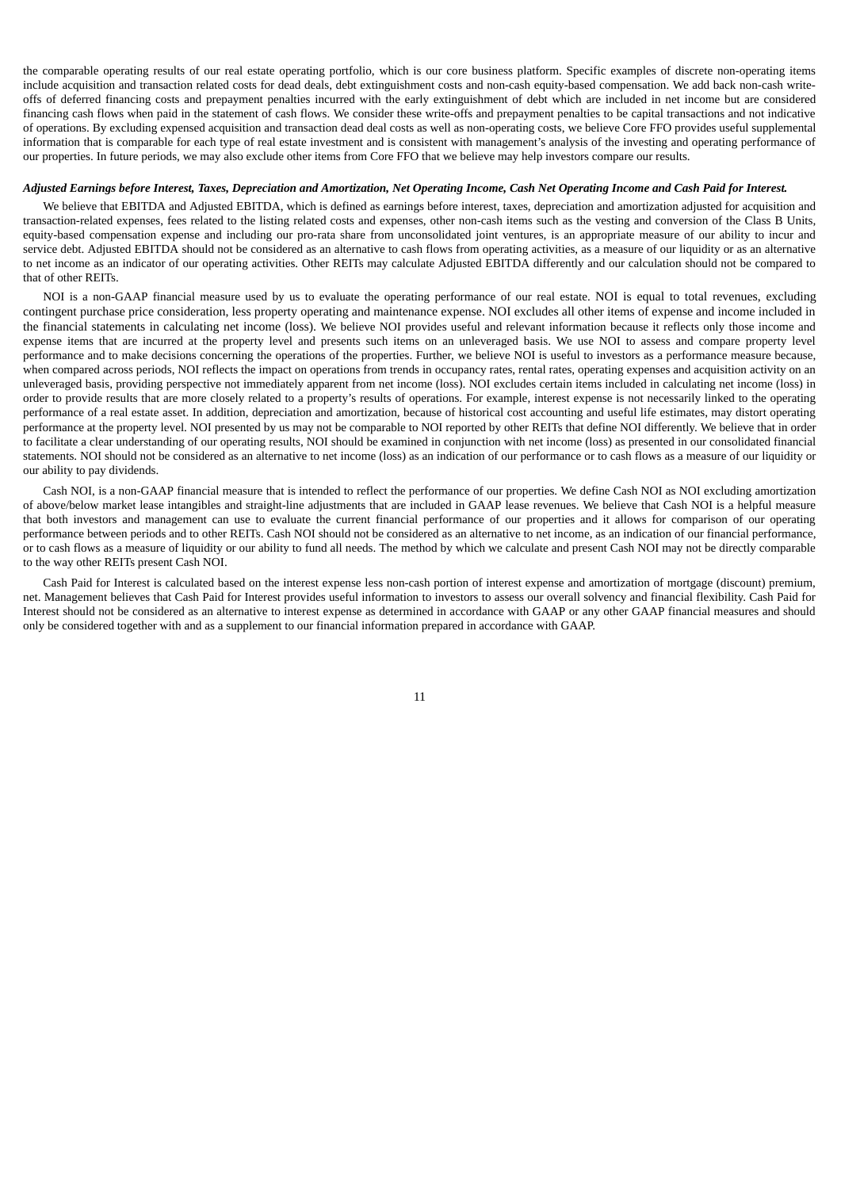the comparable operating results of our real estate operating portfolio, which is our core business platform. Specific examples of discrete non-operating items include acquisition and transaction related costs for dead deals, debt extinguishment costs and non-cash equity-based compensation. We add back non-cash write-offs of deferred financing costs and prepayment penalties incurred with the early extinguishment of debt which are included in net income but are considered financing cash flows when paid in the statement of cash flows. We consider these write-offs and prepayment penalties to be capital transactions and not indicative of operations. By excluding expensed acquisition and transaction dead deal costs as well as non-operating costs, we believe Core FFO provides useful supplemental information that is comparable for each type of real estate investment and is consistent with management's analysis of the investing and operating performance of our properties. In future periods, we may also exclude other items from Core FFO that we believe may help investors compare our results.

***Adjusted Earnings before Interest, Taxes, Depreciation and Amortization, Net Operating Income, Cash Net Operating Income and Cash Paid for Interest.***

We believe that EBITDA and Adjusted EBITDA, which is defined as earnings before interest, taxes, depreciation and amortization adjusted for acquisition and transaction-related expenses, fees related to the listing related costs and expenses, other non-cash items such as the vesting and conversion of the Class B Units, equity-based compensation expense and including our pro-rata share from unconsolidated joint ventures, is an appropriate measure of our ability to incur and service debt. Adjusted EBITDA should not be considered as an alternative to cash flows from operating activities, as a measure of our liquidity or as an alternative to net income as an indicator of our operating activities. Other REITs may calculate Adjusted EBITDA differently and our calculation should not be compared to that of other REITs.

NOI is a non-GAAP financial measure used by us to evaluate the operating performance of our real estate. NOI is equal to total revenues, excluding contingent purchase price consideration, less property operating and maintenance expense. NOI excludes all other items of expense and income included in the financial statements in calculating net income (loss). We believe NOI provides useful and relevant information because it reflects only those income and expense items that are incurred at the property level and presents such items on an unleveraged basis. We use NOI to assess and compare property level performance and to make decisions concerning the operations of the properties. Further, we believe NOI is useful to investors as a performance measure because, when compared across periods, NOI reflects the impact on operations from trends in occupancy rates, rental rates, operating expenses and acquisition activity on an unleveraged basis, providing perspective not immediately apparent from net income (loss). NOI excludes certain items included in calculating net income (loss) in order to provide results that are more closely related to a property's results of operations. For example, interest expense is not necessarily linked to the operating performance of a real estate asset. In addition, depreciation and amortization, because of historical cost accounting and useful life estimates, may distort operating performance at the property level. NOI presented by us may not be comparable to NOI reported by other REITs that define NOI differently. We believe that in order to facilitate a clear understanding of our operating results, NOI should be examined in conjunction with net income (loss) as presented in our consolidated financial statements. NOI should not be considered as an alternative to net income (loss) as an indication of our performance or to cash flows as a measure of our liquidity or our ability to pay dividends.

Cash NOI, is a non-GAAP financial measure that is intended to reflect the performance of our properties. We define Cash NOI as NOI excluding amortization of above/below market lease intangibles and straight-line adjustments that are included in GAAP lease revenues. We believe that Cash NOI is a helpful measure that both investors and management can use to evaluate the current financial performance of our properties and it allows for comparison of our operating performance between periods and to other REITs. Cash NOI should not be considered as an alternative to net income, as an indication of our financial performance, or to cash flows as a measure of liquidity or our ability to fund all needs. The method by which we calculate and present Cash NOI may not be directly comparable to the way other REITs present Cash NOI.

Cash Paid for Interest is calculated based on the interest expense less non-cash portion of interest expense and amortization of mortgage (discount) premium, net. Management believes that Cash Paid for Interest provides useful information to investors to assess our overall solvency and financial flexibility. Cash Paid for Interest should not be considered as an alternative to interest expense as determined in accordance with GAAP or any other GAAP financial measures and should only be considered together with and as a supplement to our financial information prepared in accordance with GAAP.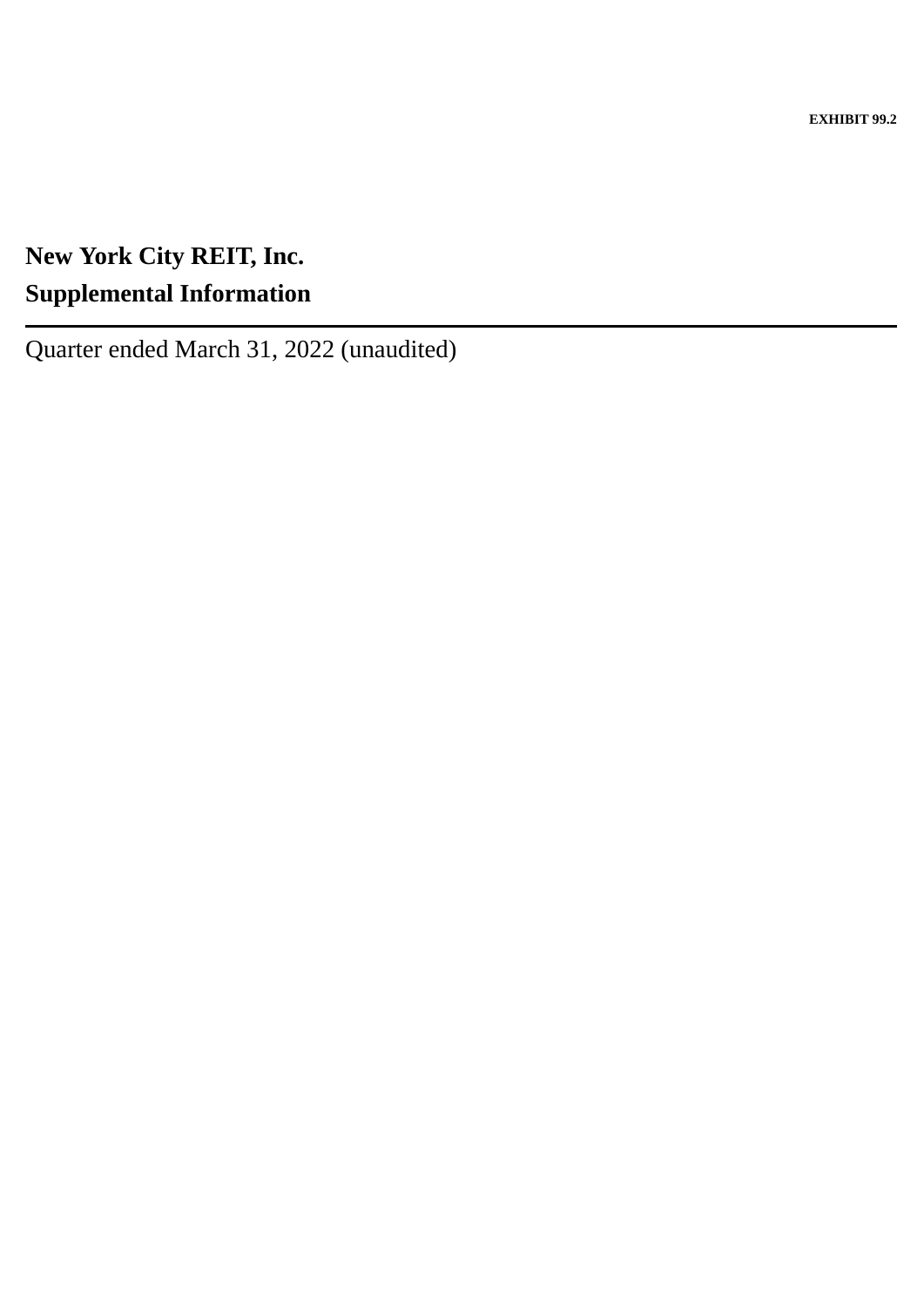EXHIBIT 99.2

# New York City REIT, Inc.
# Supplemental Information

---

Quarter ended March 31, 2022 (unaudited)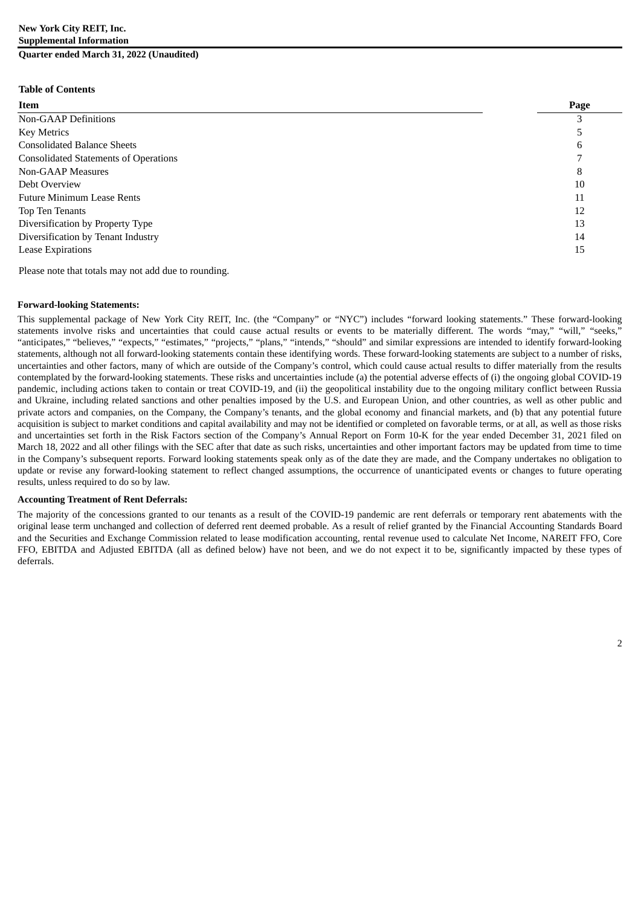**New York City REIT, Inc.**
**Supplemental Information**
**Quarter ended March 31, 2022 (Unaudited)**

**Table of Contents**

| Item | Page |
| --- | --- |
| Non-GAAP Definitions | 3 |
| Key Metrics | 5 |
| Consolidated Balance Sheets | 6 |
| Consolidated Statements of Operations | 7 |
| Non-GAAP Measures | 8 |
| Debt Overview | 10 |
| Future Minimum Lease Rents | 11 |
| Top Ten Tenants | 12 |
| Diversification by Property Type | 13 |
| Diversification by Tenant Industry | 14 |
| Lease Expirations | 15 |

Please note that totals may not add due to rounding.

**Forward-looking Statements:**

This supplemental package of New York City REIT, Inc. (the "Company" or "NYC") includes "forward looking statements." These forward-looking statements involve risks and uncertainties that could cause actual results or events to be materially different. The words "may," "will," "seeks," "anticipates," "believes," "expects," "estimates," "projects," "plans," "intends," "should" and similar expressions are intended to identify forward-looking statements, although not all forward-looking statements contain these identifying words. These forward-looking statements are subject to a number of risks, uncertainties and other factors, many of which are outside of the Company's control, which could cause actual results to differ materially from the results contemplated by the forward-looking statements. These risks and uncertainties include (a) the potential adverse effects of (i) the ongoing global COVID-19 pandemic, including actions taken to contain or treat COVID-19, and (ii) the geopolitical instability due to the ongoing military conflict between Russia and Ukraine, including related sanctions and other penalties imposed by the U.S. and European Union, and other countries, as well as other public and private actors and companies, on the Company, the Company's tenants, and the global economy and financial markets, and (b) that any potential future acquisition is subject to market conditions and capital availability and may not be identified or completed on favorable terms, or at all, as well as those risks and uncertainties set forth in the Risk Factors section of the Company's Annual Report on Form 10-K for the year ended December 31, 2021 filed on March 18, 2022 and all other filings with the SEC after that date as such risks, uncertainties and other important factors may be updated from time to time in the Company's subsequent reports. Forward looking statements speak only as of the date they are made, and the Company undertakes no obligation to update or revise any forward-looking statement to reflect changed assumptions, the occurrence of unanticipated events or changes to future operating results, unless required to do so by law.

**Accounting Treatment of Rent Deferrals:**

The majority of the concessions granted to our tenants as a result of the COVID-19 pandemic are rent deferrals or temporary rent abatements with the original lease term unchanged and collection of deferred rent deemed probable. As a result of relief granted by the Financial Accounting Standards Board and the Securities and Exchange Commission related to lease modification accounting, rental revenue used to calculate Net Income, NAREIT FFO, Core FFO, EBITDA and Adjusted EBITDA (all as defined below) have not been, and we do not expect it to be, significantly impacted by these types of deferrals.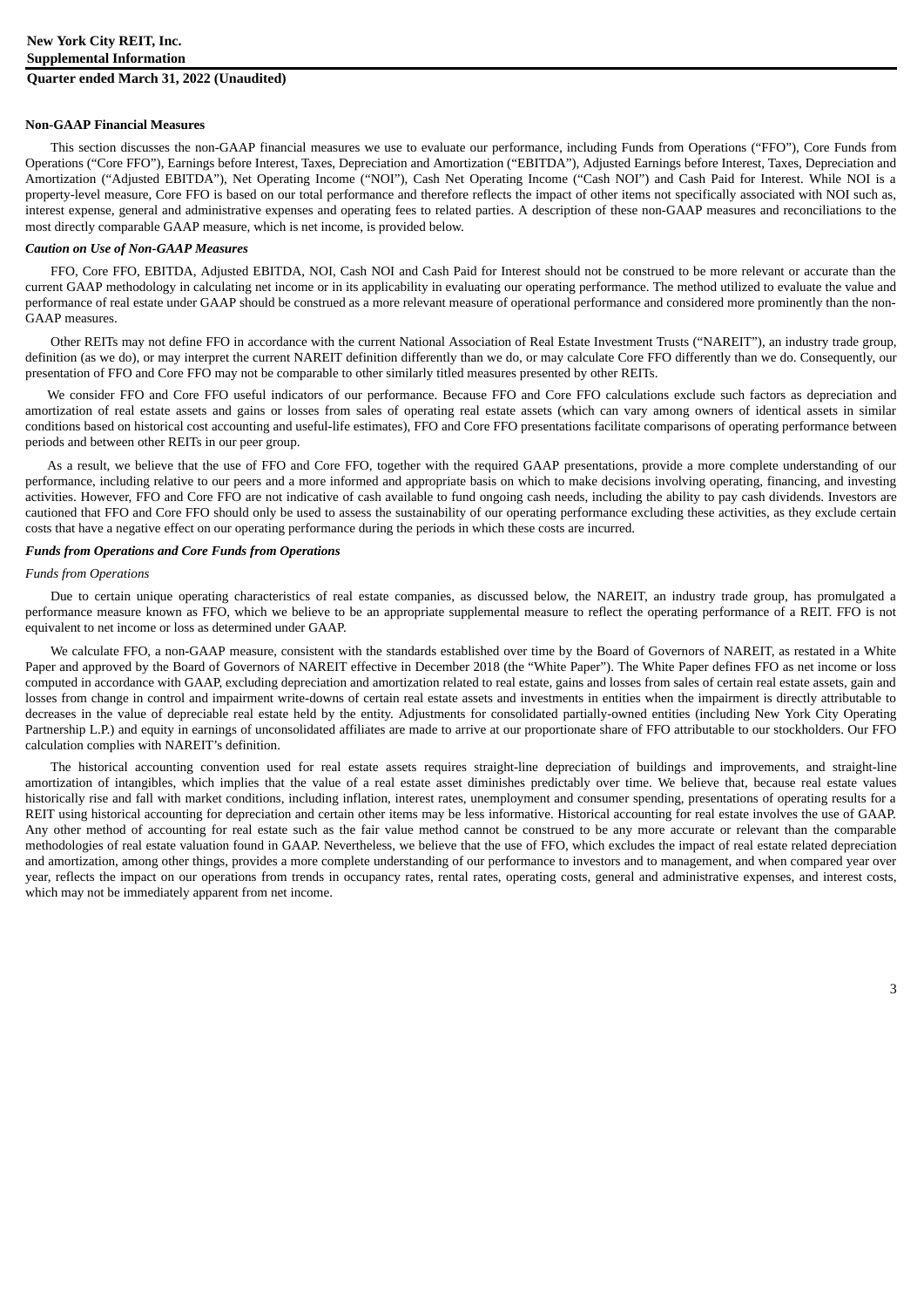**Non-GAAP Financial Measures**

This section discusses the non-GAAP financial measures we use to evaluate our performance, including Funds from Operations ("FFO"), Core Funds from Operations ("Core FFO"), Earnings before Interest, Taxes, Depreciation and Amortization ("EBITDA"), Adjusted Earnings before Interest, Taxes, Depreciation and Amortization ("Adjusted EBITDA"), Net Operating Income ("NOI"), Cash Net Operating Income ("Cash NOI") and Cash Paid for Interest. While NOI is a property-level measure, Core FFO is based on our total performance and therefore reflects the impact of other items not specifically associated with NOI such as, interest expense, general and administrative expenses and operating fees to related parties. A description of these non-GAAP measures and reconciliations to the most directly comparable GAAP measure, which is net income, is provided below.

***Caution on Use of Non-GAAP Measures***

FFO, Core FFO, EBITDA, Adjusted EBITDA, NOI, Cash NOI and Cash Paid for Interest should not be construed to be more relevant or accurate than the current GAAP methodology in calculating net income or in its applicability in evaluating our operating performance. The method utilized to evaluate the value and performance of real estate under GAAP should be construed as a more relevant measure of operational performance and considered more prominently than the non-GAAP measures.

Other REITs may not define FFO in accordance with the current National Association of Real Estate Investment Trusts ("NAREIT"), an industry trade group, definition (as we do), or may interpret the current NAREIT definition differently than we do, or may calculate Core FFO differently than we do. Consequently, our presentation of FFO and Core FFO may not be comparable to other similarly titled measures presented by other REITs.

We consider FFO and Core FFO useful indicators of our performance. Because FFO and Core FFO calculations exclude such factors as depreciation and amortization of real estate assets and gains or losses from sales of operating real estate assets (which can vary among owners of identical assets in similar conditions based on historical cost accounting and useful-life estimates), FFO and Core FFO presentations facilitate comparisons of operating performance between periods and between other REITs in our peer group.

As a result, we believe that the use of FFO and Core FFO, together with the required GAAP presentations, provide a more complete understanding of our performance, including relative to our peers and a more informed and appropriate basis on which to make decisions involving operating, financing, and investing activities. However, FFO and Core FFO are not indicative of cash available to fund ongoing cash needs, including the ability to pay cash dividends. Investors are cautioned that FFO and Core FFO should only be used to assess the sustainability of our operating performance excluding these activities, as they exclude certain costs that have a negative effect on our operating performance during the periods in which these costs are incurred.

***Funds from Operations and Core Funds from Operations***

*Funds from Operations*

Due to certain unique operating characteristics of real estate companies, as discussed below, the NAREIT, an industry trade group, has promulgated a performance measure known as FFO, which we believe to be an appropriate supplemental measure to reflect the operating performance of a REIT. FFO is not equivalent to net income or loss as determined under GAAP.

We calculate FFO, a non-GAAP measure, consistent with the standards established over time by the Board of Governors of NAREIT, as restated in a White Paper and approved by the Board of Governors of NAREIT effective in December 2018 (the "White Paper"). The White Paper defines FFO as net income or loss computed in accordance with GAAP, excluding depreciation and amortization related to real estate, gains and losses from sales of certain real estate assets, gain and losses from change in control and impairment write-downs of certain real estate assets and investments in entities when the impairment is directly attributable to decreases in the value of depreciable real estate held by the entity. Adjustments for consolidated partially-owned entities (including New York City Operating Partnership L.P.) and equity in earnings of unconsolidated affiliates are made to arrive at our proportionate share of FFO attributable to our stockholders. Our FFO calculation complies with NAREIT's definition.

The historical accounting convention used for real estate assets requires straight-line depreciation of buildings and improvements, and straight-line amortization of intangibles, which implies that the value of a real estate asset diminishes predictably over time. We believe that, because real estate values historically rise and fall with market conditions, including inflation, interest rates, unemployment and consumer spending, presentations of operating results for a REIT using historical accounting for depreciation and certain other items may be less informative. Historical accounting for real estate involves the use of GAAP. Any other method of accounting for real estate such as the fair value method cannot be construed to be any more accurate or relevant than the comparable methodologies of real estate valuation found in GAAP. Nevertheless, we believe that the use of FFO, which excludes the impact of real estate related depreciation and amortization, among other things, provides a more complete understanding of our performance to investors and to management, and when compared year over year, reflects the impact on our operations from trends in occupancy rates, rental rates, operating costs, general and administrative expenses, and interest costs, which may not be immediately apparent from net income.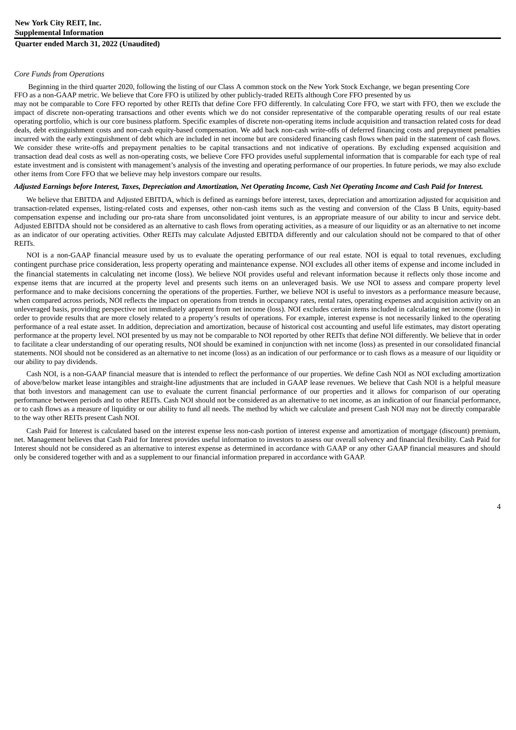*Core Funds from Operations*

Beginning in the third quarter 2020, following the listing of our Class A common stock on the New York Stock Exchange, we began presenting Core FFO as a non-GAAP metric. We believe that Core FFO is utilized by other publicly-traded REITs although Core FFO presented by us may not be comparable to Core FFO reported by other REITs that define Core FFO differently. In calculating Core FFO, we start with FFO, then we exclude the impact of discrete non-operating transactions and other events which we do not consider representative of the comparable operating results of our real estate operating portfolio, which is our core business platform. Specific examples of discrete non-operating items include acquisition and transaction related costs for dead deals, debt extinguishment costs and non-cash equity-based compensation. We add back non-cash write-offs of deferred financing costs and prepayment penalties incurred with the early extinguishment of debt which are included in net income but are considered financing cash flows when paid in the statement of cash flows. We consider these write-offs and prepayment penalties to be capital transactions and not indicative of operations. By excluding expensed acquisition and transaction dead deal costs as well as non-operating costs, we believe Core FFO provides useful supplemental information that is comparable for each type of real estate investment and is consistent with management's analysis of the investing and operating performance of our properties. In future periods, we may also exclude other items from Core FFO that we believe may help investors compare our results.

***Adjusted Earnings before Interest, Taxes, Depreciation and Amortization, Net Operating Income, Cash Net Operating Income and Cash Paid for Interest.***

We believe that EBITDA and Adjusted EBITDA, which is defined as earnings before interest, taxes, depreciation and amortization adjusted for acquisition and transaction-related expenses, listing-related costs and expenses, other non-cash items such as the vesting and conversion of the Class B Units, equity-based compensation expense and including our pro-rata share from unconsolidated joint ventures, is an appropriate measure of our ability to incur and service debt. Adjusted EBITDA should not be considered as an alternative to cash flows from operating activities, as a measure of our liquidity or as an alternative to net income as an indicator of our operating activities. Other REITs may calculate Adjusted EBITDA differently and our calculation should not be compared to that of other REITs.

NOI is a non-GAAP financial measure used by us to evaluate the operating performance of our real estate. NOI is equal to total revenues, excluding contingent purchase price consideration, less property operating and maintenance expense. NOI excludes all other items of expense and income included in the financial statements in calculating net income (loss). We believe NOI provides useful and relevant information because it reflects only those income and expense items that are incurred at the property level and presents such items on an unleveraged basis. We use NOI to assess and compare property level performance and to make decisions concerning the operations of the properties. Further, we believe NOI is useful to investors as a performance measure because, when compared across periods, NOI reflects the impact on operations from trends in occupancy rates, rental rates, operating expenses and acquisition activity on an unleveraged basis, providing perspective not immediately apparent from net income (loss). NOI excludes certain items included in calculating net income (loss) in order to provide results that are more closely related to a property's results of operations. For example, interest expense is not necessarily linked to the operating performance of a real estate asset. In addition, depreciation and amortization, because of historical cost accounting and useful life estimates, may distort operating performance at the property level. NOI presented by us may not be comparable to NOI reported by other REITs that define NOI differently. We believe that in order to facilitate a clear understanding of our operating results, NOI should be examined in conjunction with net income (loss) as presented in our consolidated financial statements. NOI should not be considered as an alternative to net income (loss) as an indication of our performance or to cash flows as a measure of our liquidity or our ability to pay dividends.

Cash NOI, is a non-GAAP financial measure that is intended to reflect the performance of our properties. We define Cash NOI as NOI excluding amortization of above/below market lease intangibles and straight-line adjustments that are included in GAAP lease revenues. We believe that Cash NOI is a helpful measure that both investors and management can use to evaluate the current financial performance of our properties and it allows for comparison of our operating performance between periods and to other REITs. Cash NOI should not be considered as an alternative to net income, as an indication of our financial performance, or to cash flows as a measure of liquidity or our ability to fund all needs. The method by which we calculate and present Cash NOI may not be directly comparable to the way other REITs present Cash NOI.

Cash Paid for Interest is calculated based on the interest expense less non-cash portion of interest expense and amortization of mortgage (discount) premium, net. Management believes that Cash Paid for Interest provides useful information to investors to assess our overall solvency and financial flexibility. Cash Paid for Interest should not be considered as an alternative to interest expense as determined in accordance with GAAP or any other GAAP financial measures and should only be considered together with and as a supplement to our financial information prepared in accordance with GAAP.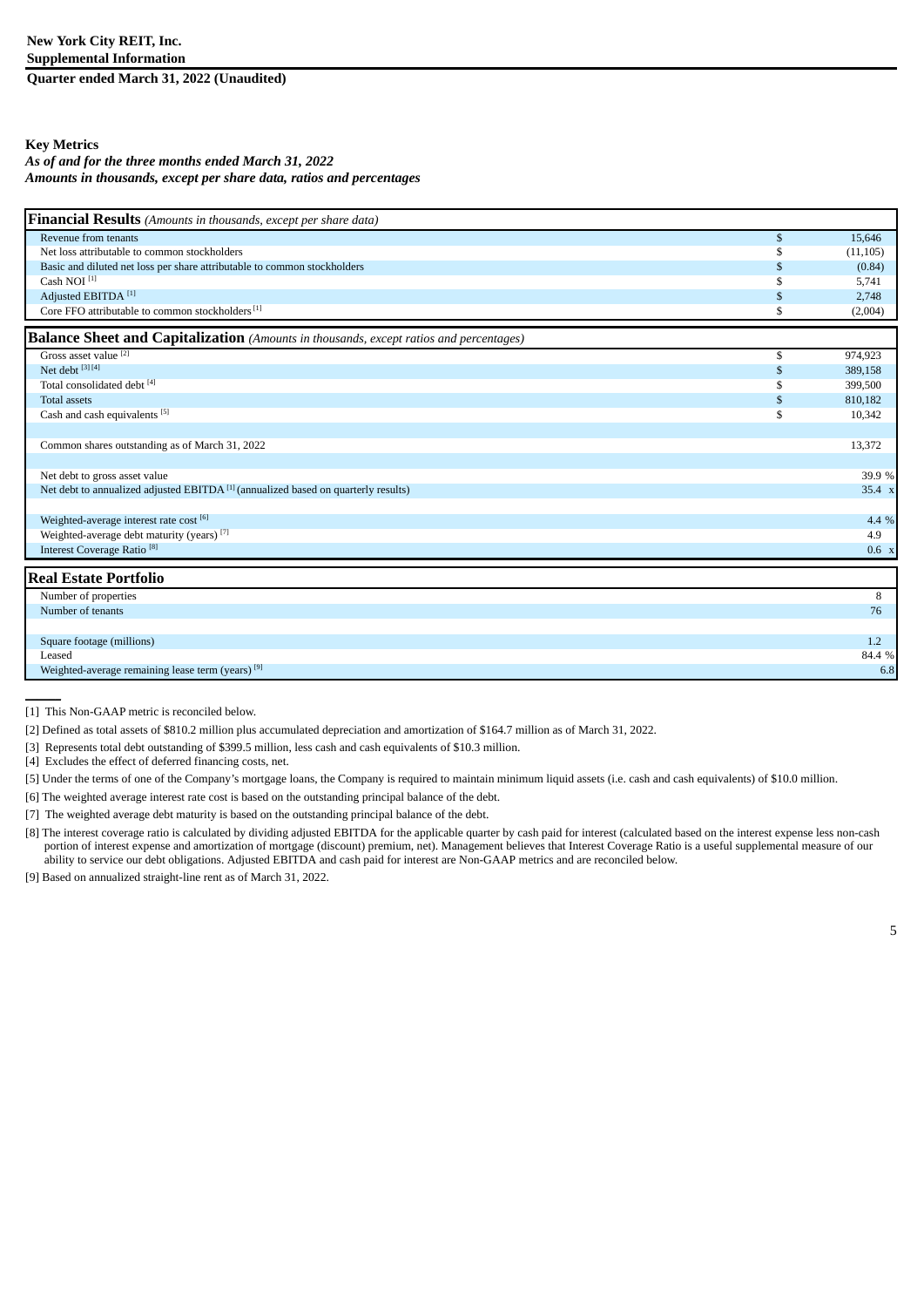**New York City REIT, Inc.**
**Supplemental Information**
**Quarter ended March 31, 2022 (Unaudited)**

**Key Metrics**

***As of and for the three months ended March 31, 2022***
***Amounts in thousands, except per share data, ratios and percentages***

| **Financial Results** *(Amounts in thousands, except per share data)* | | |
|---|---|---|
| Revenue from tenants | $ | 15,646 |
| Net loss attributable to common stockholders | $ | (11,105) |
| Basic and diluted net loss per share attributable to common stockholders | $ | (0.84) |
| Cash NOI [1] | $ | 5,741 |
| Adjusted EBITDA [1] | $ | 2,748 |
| Core FFO attributable to common stockholders [1] | $ | (2,004) |
| **Balance Sheet and Capitalization** *(Amounts in thousands, except ratios and percentages)* | | |
| Gross asset value [2] | $ | 974,923 |
| Net debt [3][4] | $ | 389,158 |
| Total consolidated debt [4] | $ | 399,500 |
| Total assets | $ | 810,182 |
| Cash and cash equivalents [5] | $ | 10,342 |
| | | |
| Common shares outstanding as of March 31, 2022 | | 13,372 |
| | | |
| Net debt to gross asset value | | 39.9 % |
| Net debt to annualized adjusted EBITDA [1] (annualized based on quarterly results) | | 35.4 x |
| | | |
| Weighted-average interest rate cost [6] | | 4.4 % |
| Weighted-average debt maturity (years) [7] | | 4.9 |
| Interest Coverage Ratio [8] | | 0.6 x |
| **Real Estate Portfolio** | | |
| Number of properties | | 8 |
| Number of tenants | | 76 |
| | | |
| Square footage (millions) | | 1.2 |
| Leased | | 84.4 % |
| Weighted-average remaining lease term (years) [9] | | 6.8 |

---

[1] This Non-GAAP metric is reconciled below.

[2] Defined as total assets of $810.2 million plus accumulated depreciation and amortization of $164.7 million as of March 31, 2022.

[3] Represents total debt outstanding of $399.5 million, less cash and cash equivalents of $10.3 million.

[4] Excludes the effect of deferred financing costs, net.

[5] Under the terms of one of the Company's mortgage loans, the Company is required to maintain minimum liquid assets (i.e. cash and cash equivalents) of $10.0 million.

[6] The weighted average interest rate cost is based on the outstanding principal balance of the debt.

[7] The weighted average debt maturity is based on the outstanding principal balance of the debt.

[8] The interest coverage ratio is calculated by dividing adjusted EBITDA for the applicable quarter by cash paid for interest (calculated based on the interest expense less non-cash portion of interest expense and amortization of mortgage (discount) premium, net). Management believes that Interest Coverage Ratio is a useful supplemental measure of our ability to service our debt obligations. Adjusted EBITDA and cash paid for interest are Non-GAAP metrics and are reconciled below.

[9] Based on annualized straight-line rent as of March 31, 2022.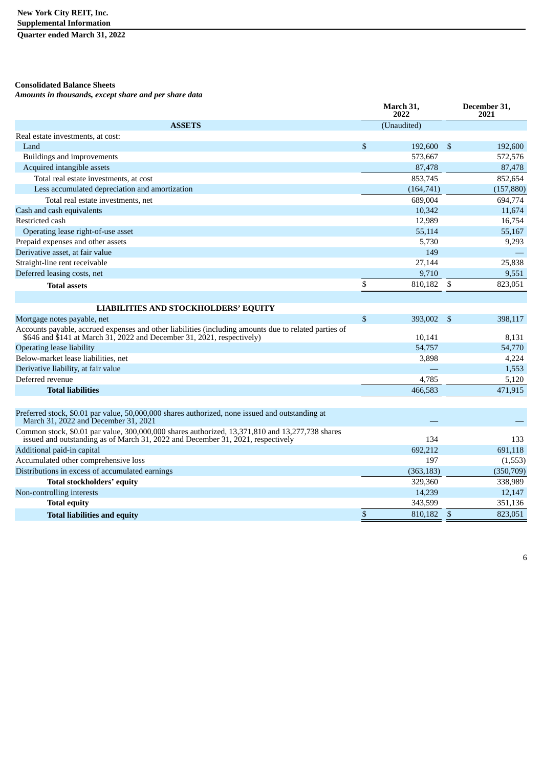**New York City REIT, Inc.**
**Supplemental Information**
**Quarter ended March 31, 2022**

**Consolidated Balance Sheets**
***Amounts in thousands, except share and per share data***

| | March 31, 2022 | December 31, 2021 |
|---|---|---|
| **ASSETS** | (Unaudited) | |
| Real estate investments, at cost: | | |
| Land | $ 192,600 | $ 192,600 |
| Buildings and improvements | 573,667 | 572,576 |
| Acquired intangible assets | 87,478 | 87,478 |
| Total real estate investments, at cost | 853,745 | 852,654 |
| Less accumulated depreciation and amortization | (164,741) | (157,880) |
| Total real estate investments, net | 689,004 | 694,774 |
| Cash and cash equivalents | 10,342 | 11,674 |
| Restricted cash | 12,989 | 16,754 |
| Operating lease right-of-use asset | 55,114 | 55,167 |
| Prepaid expenses and other assets | 5,730 | 9,293 |
| Derivative asset, at fair value | 149 | — |
| Straight-line rent receivable | 27,144 | 25,838 |
| Deferred leasing costs, net | 9,710 | 9,551 |
| **Total assets** | $ 810,182 | $ 823,051 |
| | | |
| **LIABILITIES AND STOCKHOLDERS' EQUITY** | | |
| Mortgage notes payable, net | $ 393,002 | $ 398,117 |
| Accounts payable, accrued expenses and other liabilities (including amounts due to related parties of $646 and $141 at March 31, 2022 and December 31, 2021, respectively) | 10,141 | 8,131 |
| Operating lease liability | 54,757 | 54,770 |
| Below-market lease liabilities, net | 3,898 | 4,224 |
| Derivative liability, at fair value | — | 1,553 |
| Deferred revenue | 4,785 | 5,120 |
| **Total liabilities** | 466,583 | 471,915 |
| | | |
| Preferred stock, $0.01 par value, 50,000,000 shares authorized, none issued and outstanding at March 31, 2022 and December 31, 2021 | — | — |
| Common stock, $0.01 par value, 300,000,000 shares authorized, 13,371,810 and 13,277,738 shares issued and outstanding as of March 31, 2022 and December 31, 2021, respectively | 134 | 133 |
| Additional paid-in capital | 692,212 | 691,118 |
| Accumulated other comprehensive loss | 197 | (1,553) |
| Distributions in excess of accumulated earnings | (363,183) | (350,709) |
| **Total stockholders' equity** | 329,360 | 338,989 |
| Non-controlling interests | 14,239 | 12,147 |
| **Total equity** | 343,599 | 351,136 |
| **Total liabilities and equity** | $ 810,182 | $ 823,051 |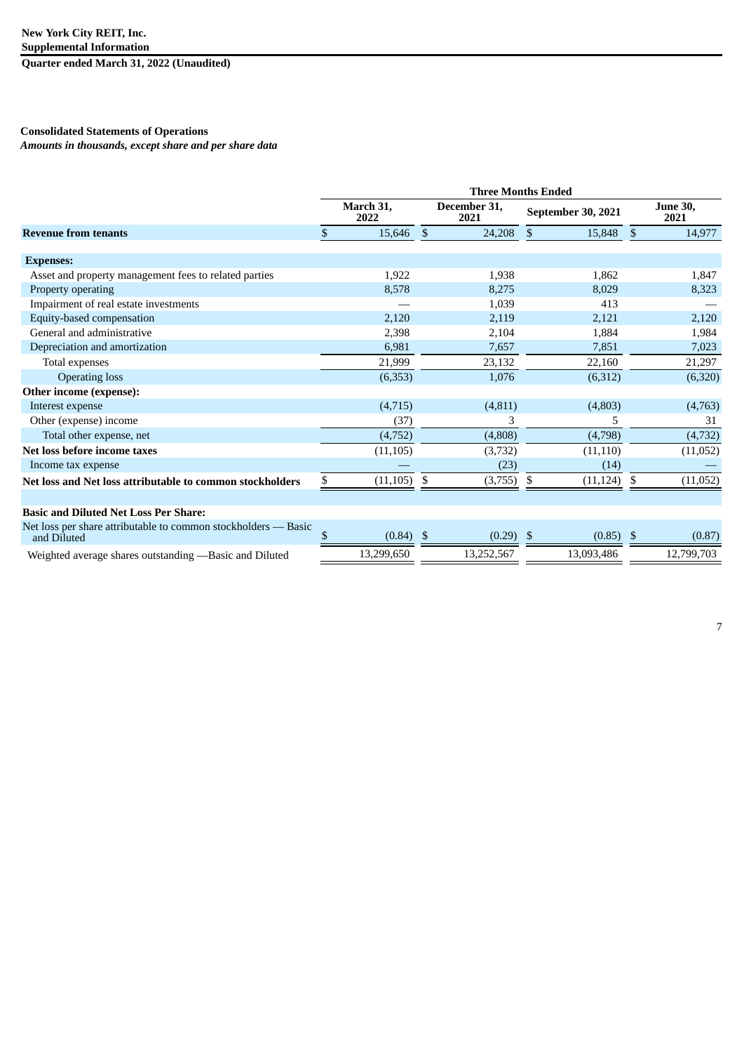**New York City REIT, Inc.**
**Supplemental Information**
**Quarter ended March 31, 2022 (Unaudited)**

**Consolidated Statements of Operations**
***Amounts in thousands, except share and per share data***

| | Three Months Ended | | | |
|---|---|---|---|---|
| | **March 31, 2022** | **December 31, 2021** | **September 30, 2021** | **June 30, 2021** |
| **Revenue from tenants** | $ 15,646 | $ 24,208 | $ 15,848 | $ 14,977 |
| | | | | |
| **Expenses:** | | | | |
| Asset and property management fees to related parties | 1,922 | 1,938 | 1,862 | 1,847 |
| Property operating | 8,578 | 8,275 | 8,029 | 8,323 |
| Impairment of real estate investments | — | 1,039 | 413 | — |
| Equity-based compensation | 2,120 | 2,119 | 2,121 | 2,120 |
| General and administrative | 2,398 | 2,104 | 1,884 | 1,984 |
| Depreciation and amortization | 6,981 | 7,657 | 7,851 | 7,023 |
| Total expenses | 21,999 | 23,132 | 22,160 | 21,297 |
| Operating loss | (6,353) | 1,076 | (6,312) | (6,320) |
| **Other income (expense):** | | | | |
| Interest expense | (4,715) | (4,811) | (4,803) | (4,763) |
| Other (expense) income | (37) | 3 | 5 | 31 |
| Total other expense, net | (4,752) | (4,808) | (4,798) | (4,732) |
| **Net loss before income taxes** | (11,105) | (3,732) | (11,110) | (11,052) |
| Income tax expense | — | (23) | (14) | — |
| **Net loss and Net loss attributable to common stockholders** | $ (11,105) | $ (3,755) | $ (11,124) | $ (11,052) |
| | | | | |
| **Basic and Diluted Net Loss Per Share:** | | | | |
| Net loss per share attributable to common stockholders — Basic and Diluted | $ (0.84) | $ (0.29) | $ (0.85) | $ (0.87) |
| Weighted average shares outstanding —Basic and Diluted | 13,299,650 | 13,252,567 | 13,093,486 | 12,799,703 |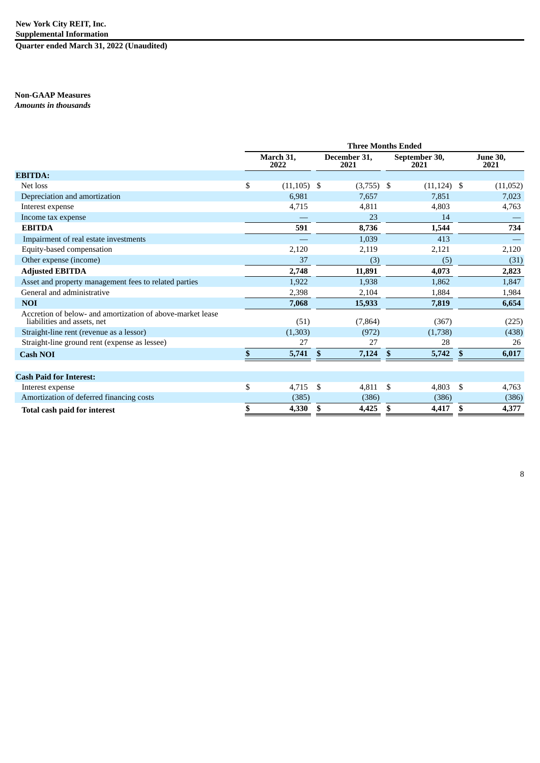**New York City REIT, Inc.**
**Supplemental Information**
**Quarter ended March 31, 2022 (Unaudited)**

**Non-GAAP Measures**
***Amounts in thousands***

| | Three Months Ended | | | |
|---|---|---|---|---|
| | March 31, 2022 | December 31, 2021 | September 30, 2021 | June 30, 2021 |
| **EBITDA:** | | | | |
| Net loss | $ (11,105) | $ (3,755) | $ (11,124) | $ (11,052) |
| Depreciation and amortization | 6,981 | 7,657 | 7,851 | 7,023 |
| Interest expense | 4,715 | 4,811 | 4,803 | 4,763 |
| Income tax expense | — | 23 | 14 | — |
| **EBITDA** | **591** | **8,736** | **1,544** | **734** |
| Impairment of real estate investments | — | 1,039 | 413 | — |
| Equity-based compensation | 2,120 | 2,119 | 2,121 | 2,120 |
| Other expense (income) | 37 | (3) | (5) | (31) |
| **Adjusted EBITDA** | **2,748** | **11,891** | **4,073** | **2,823** |
| Asset and property management fees to related parties | 1,922 | 1,938 | 1,862 | 1,847 |
| General and administrative | 2,398 | 2,104 | 1,884 | 1,984 |
| **NOI** | **7,068** | **15,933** | **7,819** | **6,654** |
| Accretion of below- and amortization of above-market lease liabilities and assets, net | (51) | (7,864) | (367) | (225) |
| Straight-line rent (revenue as a lessor) | (1,303) | (972) | (1,738) | (438) |
| Straight-line ground rent (expense as lessee) | 27 | 27 | 28 | 26 |
| **Cash NOI** | **$ 5,741** | **$ 7,124** | **$ 5,742** | **$ 6,017** |
| | | | | |
| **Cash Paid for Interest:** | | | | |
| Interest expense | $ 4,715 | $ 4,811 | $ 4,803 | $ 4,763 |
| Amortization of deferred financing costs | (385) | (386) | (386) | (386) |
| **Total cash paid for interest** | **$ 4,330** | **$ 4,425** | **$ 4,417** | **$ 4,377** |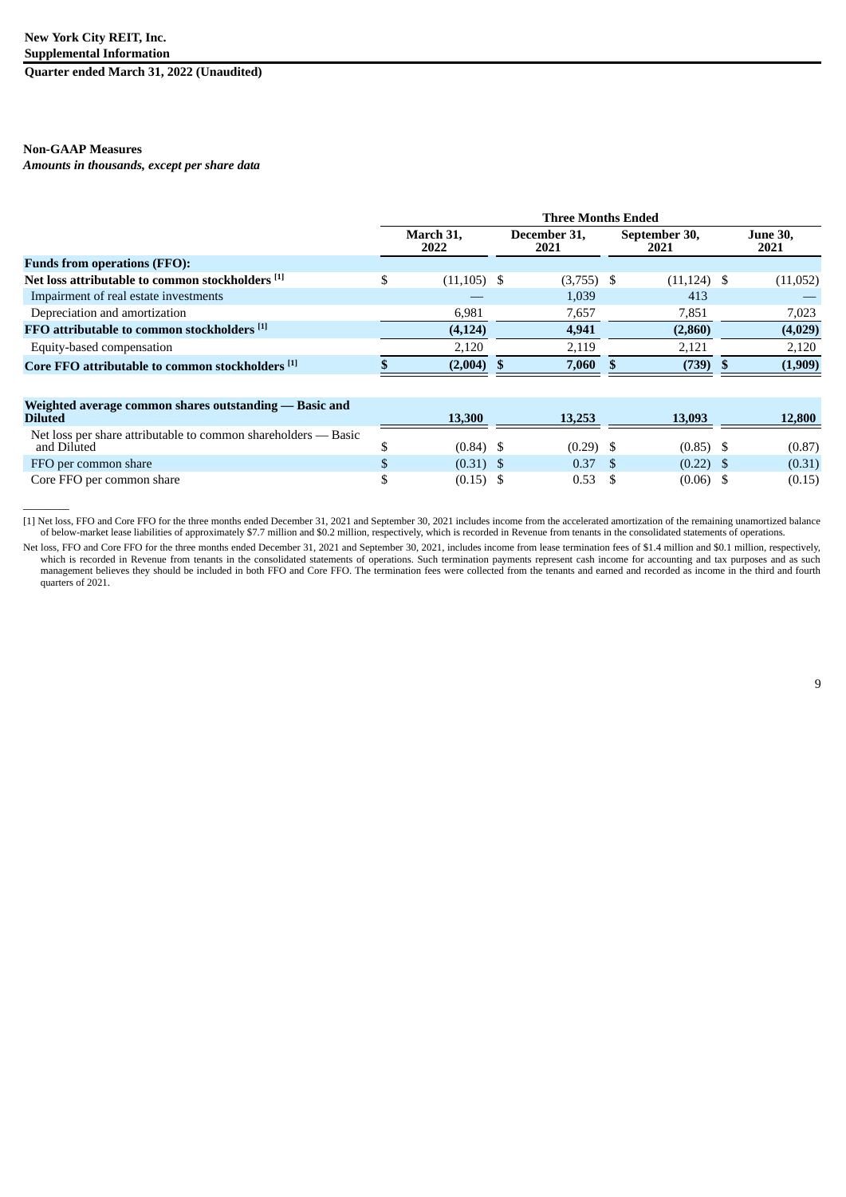**New York City REIT, Inc.**
**Supplemental Information**
**Quarter ended March 31, 2022 (Unaudited)**

**Non-GAAP Measures**
***Amounts in thousands, except per share data***

| | Three Months Ended | | | |
|---|---|---|---|---|
| | **March 31, 2022** | **December 31, 2021** | **September 30, 2021** | **June 30, 2021** |
| **Funds from operations (FFO):** | | | | |
| **Net loss attributable to common stockholders [1]** | $ (11,105) | $ (3,755) | $ (11,124) | $ (11,052) |
| Impairment of real estate investments | — | 1,039 | 413 | — |
| Depreciation and amortization | 6,981 | 7,657 | 7,851 | 7,023 |
| **FFO attributable to common stockholders [1]** | **(4,124)** | **4,941** | **(2,860)** | **(4,029)** |
| Equity-based compensation | 2,120 | 2,119 | 2,121 | 2,120 |
| **Core FFO attributable to common stockholders [1]** | **$ (2,004)** | **$ 7,060** | **$ (739)** | **$ (1,909)** |
| | | | | |
| **Weighted average common shares outstanding — Basic and Diluted** | **13,300** | **13,253** | **13,093** | **12,800** |
| Net loss per share attributable to common shareholders — Basic and Diluted | $ (0.84) | $ (0.29) | $ (0.85) | $ (0.87) |
| FFO per common share | $ (0.31) | $ 0.37 | $ (0.22) | $ (0.31) |
| Core FFO per common share | $ (0.15) | $ 0.53 | $ (0.06) | $ (0.15) |

---

[1] Net loss, FFO and Core FFO for the three months ended December 31, 2021 and September 30, 2021 includes income from the accelerated amortization of the remaining unamortized balance of below-market lease liabilities of approximately $7.7 million and $0.2 million, respectively, which is recorded in Revenue from tenants in the consolidated statements of operations.

Net loss, FFO and Core FFO for the three months ended December 31, 2021 and September 30, 2021, includes income from lease termination fees of $1.4 million and $0.1 million, respectively, which is recorded in Revenue from tenants in the consolidated statements of operations. Such termination payments represent cash income for accounting and tax purposes and as such management believes they should be included in both FFO and Core FFO. The termination fees were collected from the tenants and earned and recorded as income in the third and fourth quarters of 2021.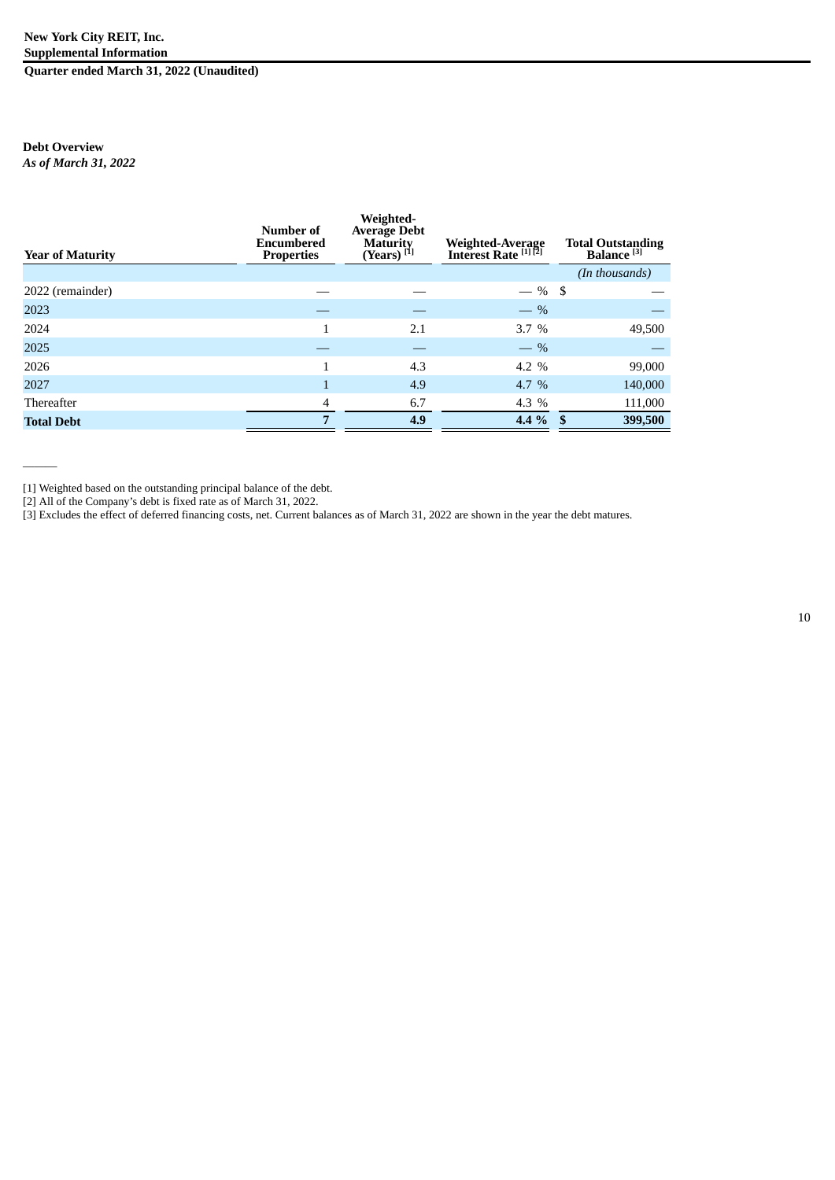**Debt Overview**
*As of March 31, 2022*

| Year of Maturity | Number of Encumbered Properties | Weighted-Average Debt Maturity (Years) [1] | Weighted-Average Interest Rate [1] [2] | Total Outstanding Balance [3] |
|---|---|---|---|---|
| | | | | *(In thousands)* |
| 2022 (remainder) | — | — | — % | $ — |
| 2023 | — | — | — % | — |
| 2024 | 1 | 2.1 | 3.7 % | 49,500 |
| 2025 | — | — | — % | — |
| 2026 | 1 | 4.3 | 4.2 % | 99,000 |
| 2027 | 1 | 4.9 | 4.7 % | 140,000 |
| Thereafter | 4 | 6.7 | 4.3 % | 111,000 |
| **Total Debt** | **7** | **4.9** | **4.4 %** | **$ 399,500** |

______

[1] Weighted based on the outstanding principal balance of the debt.
[2] All of the Company's debt is fixed rate as of March 31, 2022.
[3] Excludes the effect of deferred financing costs, net. Current balances as of March 31, 2022 are shown in the year the debt matures.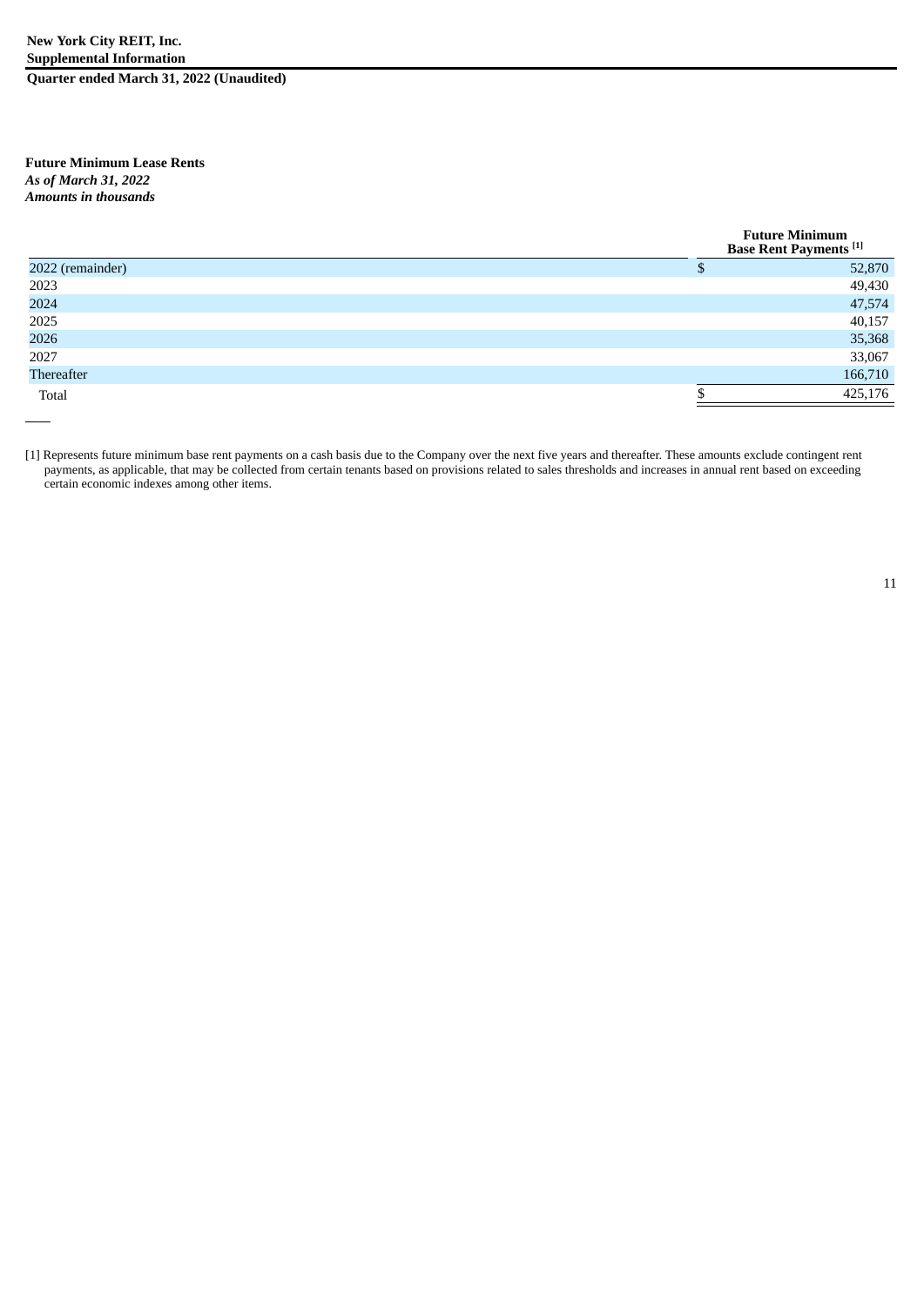**Future Minimum Lease Rents**
*As of March 31, 2022*
*Amounts in thousands*

| | Future Minimum Base Rent Payments [1] |
|---|---|
| 2022 (remainder) | $ 52,870 |
| 2023 | 49,430 |
| 2024 | 47,574 |
| 2025 | 40,157 |
| 2026 | 35,368 |
| 2027 | 33,067 |
| Thereafter | 166,710 |
| Total | $ 425,176 |

[1] Represents future minimum base rent payments on a cash basis due to the Company over the next five years and thereafter. These amounts exclude contingent rent payments, as applicable, that may be collected from certain tenants based on provisions related to sales thresholds and increases in annual rent based on exceeding certain economic indexes among other items.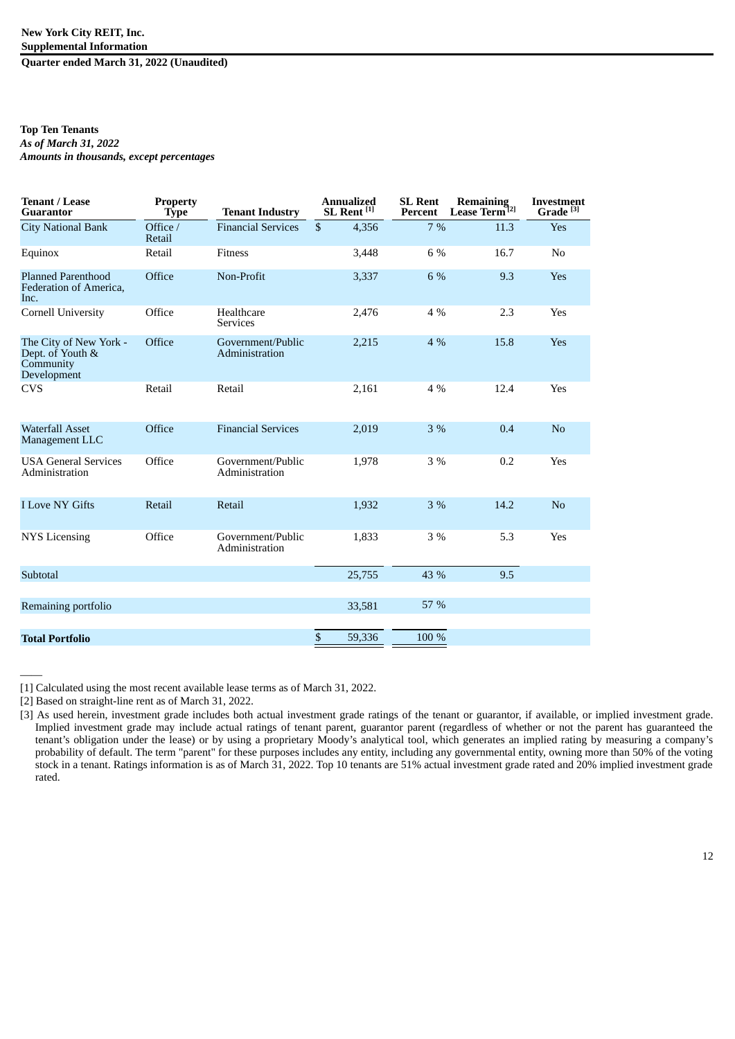New York City REIT, Inc.
Supplemental Information
Quarter ended March 31, 2022 (Unaudited)

**Top Ten Tenants**
***As of March 31, 2022***
***Amounts in thousands, except percentages***

| Tenant / Lease Guarantor | Property Type | Tenant Industry | Annualized SL Rent [1] | SL Rent Percent | Remaining Lease Term [2] | Investment Grade [3] |
|---|---|---|---|---|---|---|
| City National Bank | Office / Retail | Financial Services | $ 4,356 | 7 % | 11.3 | Yes |
| Equinox | Retail | Fitness | 3,448 | 6 % | 16.7 | No |
| Planned Parenthood Federation of America, Inc. | Office | Non-Profit | 3,337 | 6 % | 9.3 | Yes |
| Cornell University | Office | Healthcare Services | 2,476 | 4 % | 2.3 | Yes |
| The City of New York - Dept. of Youth & Community Development | Office | Government/Public Administration | 2,215 | 4 % | 15.8 | Yes |
| CVS | Retail | Retail | 2,161 | 4 % | 12.4 | Yes |
| Waterfall Asset Management LLC | Office | Financial Services | 2,019 | 3 % | 0.4 | No |
| USA General Services Administration | Office | Government/Public Administration | 1,978 | 3 % | 0.2 | Yes |
| I Love NY Gifts | Retail | Retail | 1,932 | 3 % | 14.2 | No |
| NYS Licensing | Office | Government/Public Administration | 1,833 | 3 % | 5.3 | Yes |
| Subtotal | | | 25,755 | 43 % | 9.5 | |
| Remaining portfolio | | | 33,581 | 57 % | | |
| **Total Portfolio** | | | $ 59,336 | 100 % | | |

____

[1] Calculated using the most recent available lease terms as of March 31, 2022.

[2] Based on straight-line rent as of March 31, 2022.

[3] As used herein, investment grade includes both actual investment grade ratings of the tenant or guarantor, if available, or implied investment grade. Implied investment grade may include actual ratings of tenant parent, guarantor parent (regardless of whether or not the parent has guaranteed the tenant's obligation under the lease) or by using a proprietary Moody's analytical tool, which generates an implied rating by measuring a company's probability of default. The term "parent" for these purposes includes any entity, including any governmental entity, owning more than 50% of the voting stock in a tenant. Ratings information is as of March 31, 2022. Top 10 tenants are 51% actual investment grade rated and 20% implied investment grade rated.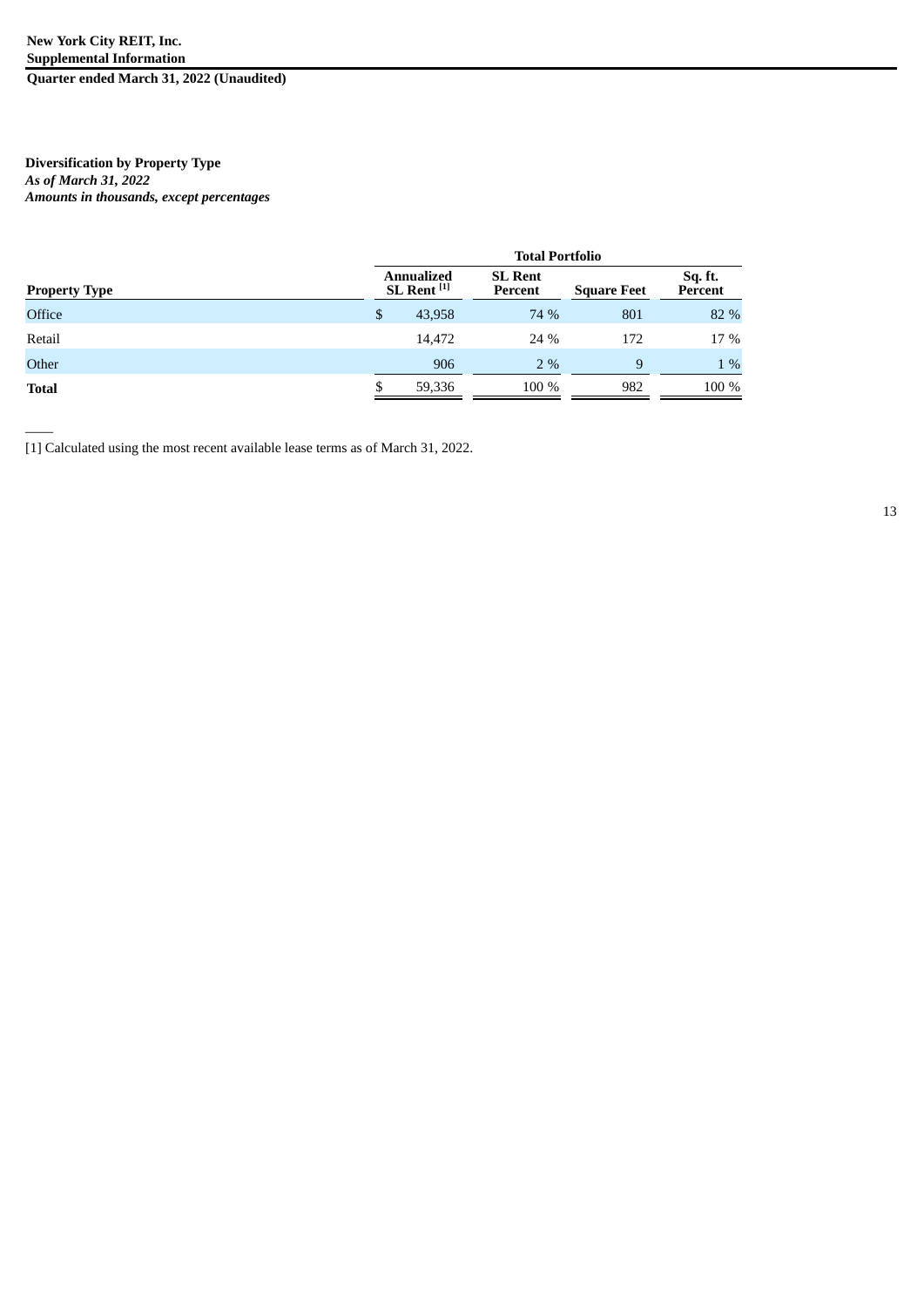**New York City REIT, Inc.**
**Supplemental Information**
**Quarter ended March 31, 2022 (Unaudited)**

**Diversification by Property Type**
***As of March 31, 2022***
***Amounts in thousands, except percentages***

| | Total Portfolio | | | |
|---|---|---|---|---|
| **Property Type** | **Annualized SL Rent [1]** | **SL Rent Percent** | **Square Feet** | **Sq. ft. Percent** |
| Office | $ 43,958 | 74 % | 801 | 82 % |
| Retail | 14,472 | 24 % | 172 | 17 % |
| Other | 906 | 2 % | 9 | 1 % |
| **Total** | $ 59,336 | 100 % | 982 | 100 % |

[1] Calculated using the most recent available lease terms as of March 31, 2022.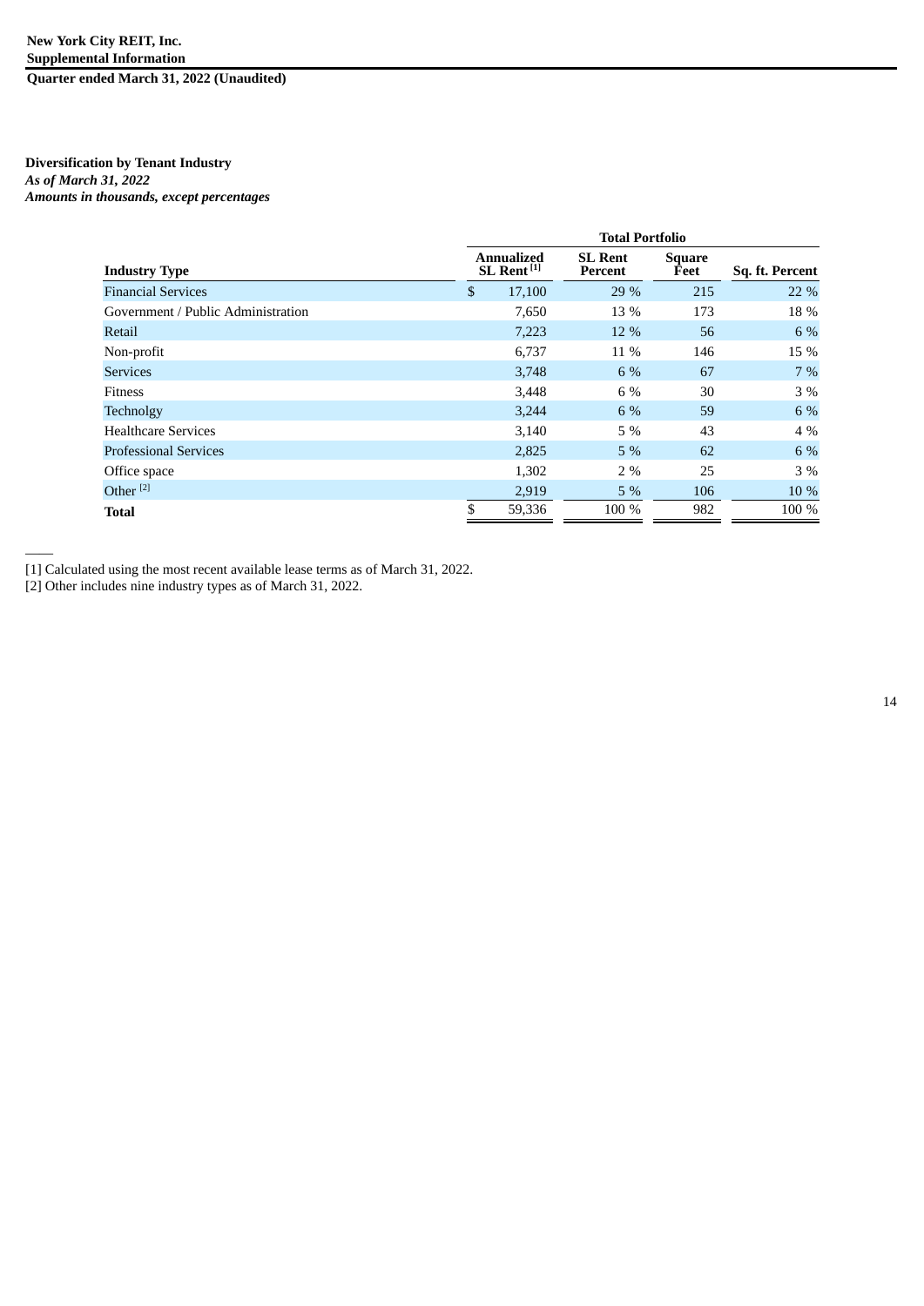**New York City REIT, Inc.**
**Supplemental Information**
**Quarter ended March 31, 2022 (Unaudited)**

**Diversification by Tenant Industry**
***As of March 31, 2022***
***Amounts in thousands, except percentages***

| | Total Portfolio | | | |
|---|---|---|---|---|
| **Industry Type** | **Annualized SL Rent [1]** | **SL Rent Percent** | **Square Feet** | **Sq. ft. Percent** |
| Financial Services | $ 17,100 | 29 % | 215 | 22 % |
| Government / Public Administration | 7,650 | 13 % | 173 | 18 % |
| Retail | 7,223 | 12 % | 56 | 6 % |
| Non-profit | 6,737 | 11 % | 146 | 15 % |
| Services | 3,748 | 6 % | 67 | 7 % |
| Fitness | 3,448 | 6 % | 30 | 3 % |
| Technolgy | 3,244 | 6 % | 59 | 6 % |
| Healthcare Services | 3,140 | 5 % | 43 | 4 % |
| Professional Services | 2,825 | 5 % | 62 | 6 % |
| Office space | 1,302 | 2 % | 25 | 3 % |
| Other [2] | 2,919 | 5 % | 106 | 10 % |
| **Total** | $ 59,336 | 100 % | 982 | 100 % |

[1] Calculated using the most recent available lease terms as of March 31, 2022.
[2] Other includes nine industry types as of March 31, 2022.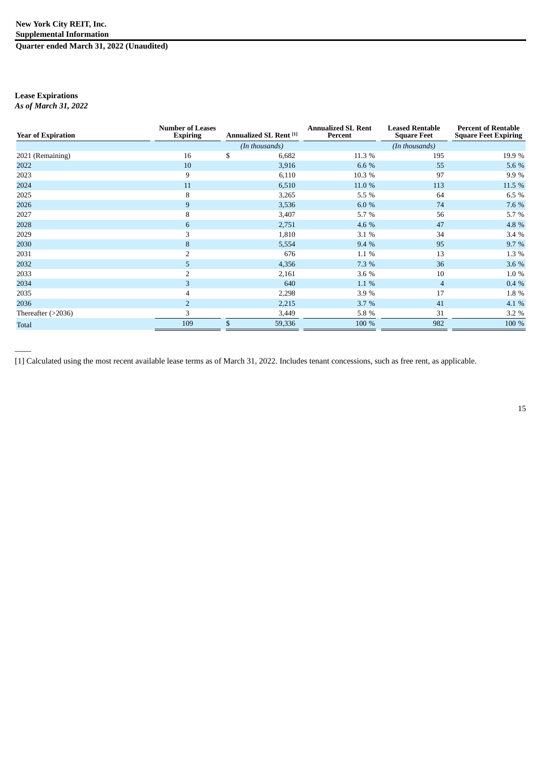**New York City REIT, Inc.**
**Supplemental Information**
**Quarter ended March 31, 2022 (Unaudited)**

**Lease Expirations**
*As of March 31, 2022*

| Year of Expiration | Number of Leases Expiring | Annualized SL Rent [1] | Annualized SL Rent Percent | Leased Rentable Square Feet | Percent of Rentable Square Feet Expiring |
|---|---|---|---|---|---|
| | | *(In thousands)* | | *(In thousands)* | |
| 2021 (Remaining) | 16 | $ 6,682 | 11.3 % | 195 | 19.9 % |
| 2022 | 10 | 3,916 | 6.6 % | 55 | 5.6 % |
| 2023 | 9 | 6,110 | 10.3 % | 97 | 9.9 % |
| 2024 | 11 | 6,510 | 11.0 % | 113 | 11.5 % |
| 2025 | 8 | 3,265 | 5.5 % | 64 | 6.5 % |
| 2026 | 9 | 3,536 | 6.0 % | 74 | 7.6 % |
| 2027 | 8 | 3,407 | 5.7 % | 56 | 5.7 % |
| 2028 | 6 | 2,751 | 4.6 % | 47 | 4.8 % |
| 2029 | 3 | 1,810 | 3.1 % | 34 | 3.4 % |
| 2030 | 8 | 5,554 | 9.4 % | 95 | 9.7 % |
| 2031 | 2 | 676 | 1.1 % | 13 | 1.3 % |
| 2032 | 5 | 4,356 | 7.3 % | 36 | 3.6 % |
| 2033 | 2 | 2,161 | 3.6 % | 10 | 1.0 % |
| 2034 | 3 | 640 | 1.1 % | 4 | 0.4 % |
| 2035 | 4 | 2,298 | 3.9 % | 17 | 1.8 % |
| 2036 | 2 | 2,215 | 3.7 % | 41 | 4.1 % |
| Thereafter (>2036) | 3 | 3,449 | 5.8 % | 31 | 3.2 % |
| Total | 109 | $ 59,336 | 100 % | 982 | 100 % |

____

[1] Calculated using the most recent available lease terms as of March 31, 2022. Includes tenant concessions, such as free rent, as applicable.